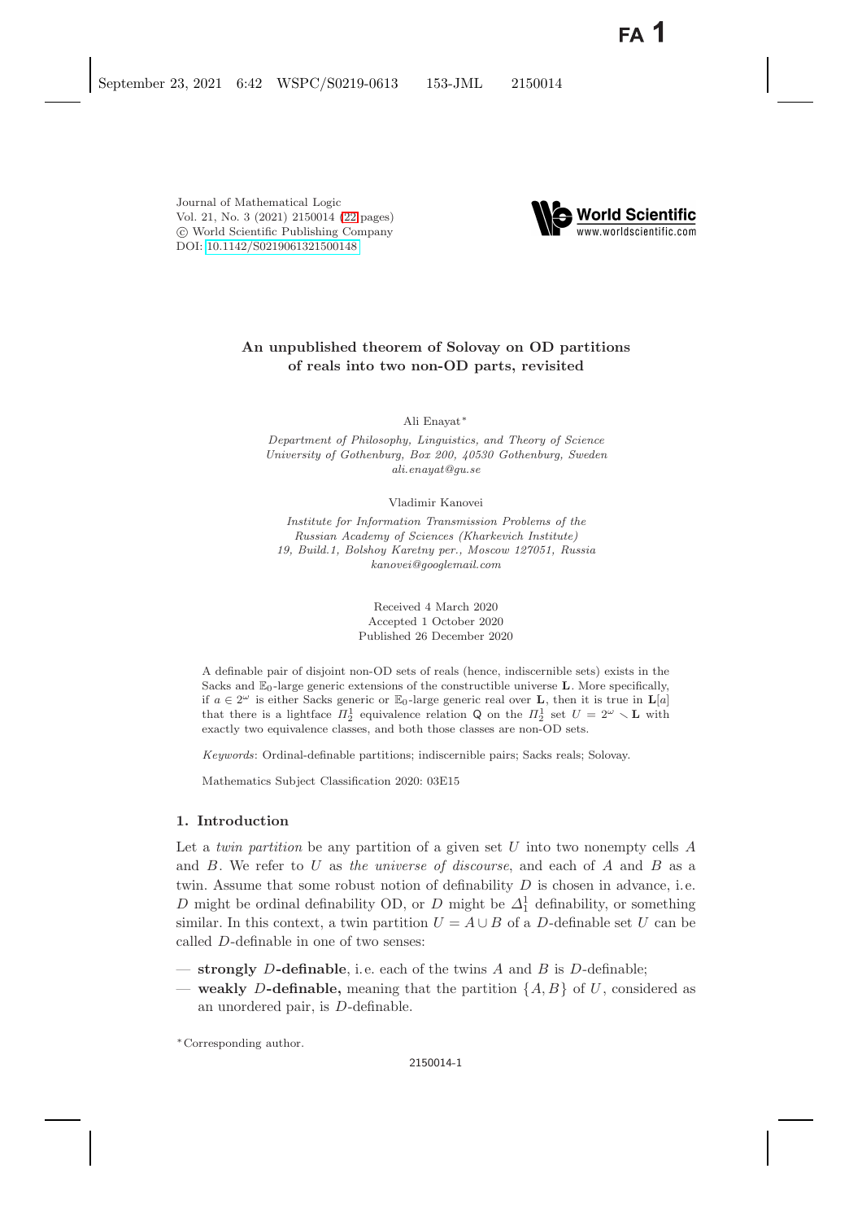# An unpublished theorem of Solovay on OD partitions of reals into two non-OD parts, revisited

Ali Enayat*

*Department of Philosophy, Linguistics, and Theory of Science*
*University of Gothenburg, Box 200, 40530 Gothenburg, Sweden*
*ali.enayat@gu.se*

Vladimir Kanovei

*Institute for Information Transmission Problems of the*
*Russian Academy of Sciences (Kharkevich Institute)*
*19, Build.1, Bolshoy Karetny per., Moscow 127051, Russia*
*kanovei@googlemail.com*

Received 4 March 2020
Accepted 1 October 2020
Published 26 December 2020

A definable pair of disjoint non-OD sets of reals (hence, indiscernible sets) exists in the Sacks and $\mathbb{E}_0$-large generic extensions of the constructible universe $\mathbf{L}$. More specifically, if $a \in 2^\omega$ is either Sacks generic or $\mathbb{E}_0$-large generic real over $\mathbf{L}$, then it is true in $\mathbf{L}[a]$ that there is a lightface $\Pi^1_2$ equivalence relation $\mathsf{Q}$ on the $\Pi^1_2$ set $U = 2^\omega \smallsetminus \mathbf{L}$ with exactly two equivalence classes, and both those classes are non-OD sets.

*Keywords*: Ordinal-definable partitions; indiscernible pairs; Sacks reals; Solovay.

Mathematics Subject Classification 2020: 03E15

## 1. Introduction

Let a *twin partition* be any partition of a given set $U$ into two nonempty cells $A$ and $B$. We refer to $U$ as *the universe of discourse*, and each of $A$ and $B$ as a twin. Assume that some robust notion of definability $D$ is chosen in advance, i.e. $D$ might be ordinal definability OD, or $D$ might be $\Delta^1_1$ definability, or something similar. In this context, a twin partition $U = A \cup B$ of a $D$-definable set $U$ can be called $D$-definable in one of two senses:

— **strongly $D$-definable**, i.e. each of the twins $A$ and $B$ is $D$-definable;
— **weakly $D$-definable,** meaning that the partition $\{A, B\}$ of $U$, considered as an unordered pair, is $D$-definable.

*Corresponding author.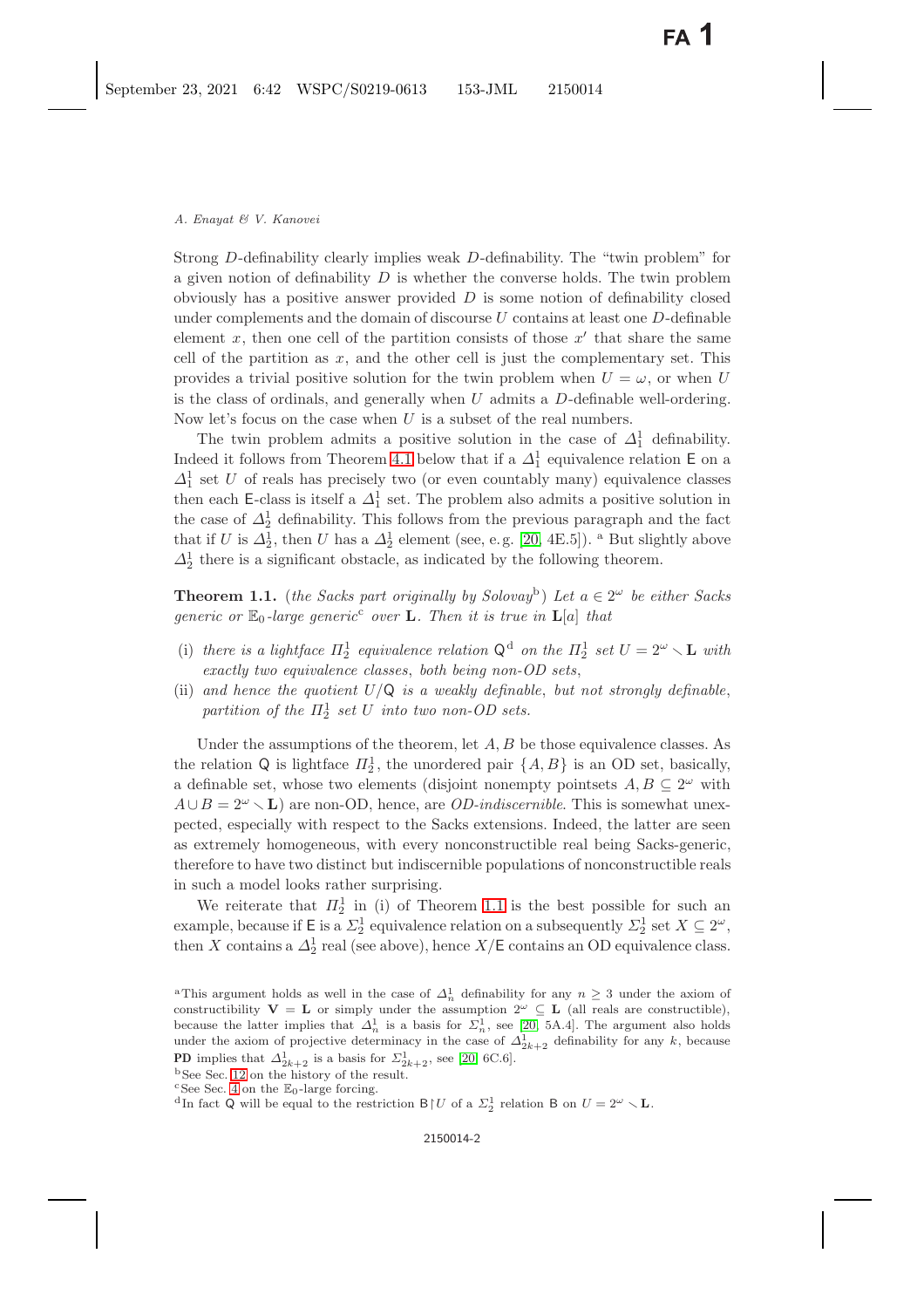Strong $D$-definability clearly implies weak $D$-definability. The "twin problem" for a given notion of definability $D$ is whether the converse holds. The twin problem obviously has a positive answer provided $D$ is some notion of definability closed under complements and the domain of discourse $U$ contains at least one $D$-definable element $x$, then one cell of the partition consists of those $x'$ that share the same cell of the partition as $x$, and the other cell is just the complementary set. This provides a trivial positive solution for the twin problem when $U = \omega$, or when $U$ is the class of ordinals, and generally when $U$ admits a $D$-definable well-ordering. Now let's focus on the case when $U$ is a subset of the real numbers.

The twin problem admits a positive solution in the case of $\Delta^1_1$ definability. Indeed it follows from Theorem 4.1 below that if a $\Delta^1_1$ equivalence relation $\mathsf{E}$ on a $\Delta^1_1$ set $U$ of reals has precisely two (or even countably many) equivalence classes then each $\mathsf{E}$-class is itself a $\Delta^1_1$ set. The problem also admits a positive solution in the case of $\Delta^1_2$ definability. This follows from the previous paragraph and the fact that if $U$ is $\Delta^1_2$, then $U$ has a $\Delta^1_2$ element (see, e.g. [20, 4E.5]). [a] But slightly above $\Delta^1_2$ there is a significant obstacle, as indicated by the following theorem.

**Theorem 1.1.** (*the Sacks part originally by Solovay*[b]) *Let $a \in 2^\omega$ be either Sacks generic or $\mathbb{E}_0$-large generic*[c] *over* $\mathbf{L}$. *Then it is true in* $\mathbf{L}[a]$ *that*

- (i) *there is a lightface $\Pi^1_2$ equivalence relation* $\mathsf{Q}$[d] *on the $\Pi^1_2$ set $U = 2^\omega \smallsetminus \mathbf{L}$ with exactly two equivalence classes, both being non-OD sets,*
- (ii) *and hence the quotient $U/\mathsf{Q}$ is a weakly definable, but not strongly definable, partition of the $\Pi^1_2$ set $U$ into two non-OD sets.*

Under the assumptions of the theorem, let $A, B$ be those equivalence classes. As the relation $\mathsf{Q}$ is lightface $\Pi^1_2$, the unordered pair $\{A, B\}$ is an OD set, basically, a definable set, whose two elements (disjoint nonempty pointsets $A, B \subseteq 2^\omega$ with $A \cup B = 2^\omega \smallsetminus \mathbf{L}$) are non-OD, hence, are *OD-indiscernible*. This is somewhat unexpected, especially with respect to the Sacks extensions. Indeed, the latter are seen as extremely homogeneous, with every nonconstructible real being Sacks-generic, therefore to have two distinct but indiscernible populations of nonconstructible reals in such a model looks rather surprising.

We reiterate that $\Pi^1_2$ in (i) of Theorem 1.1 is the best possible for such an example, because if $\mathsf{E}$ is a $\Sigma^1_2$ equivalence relation on a subsequently $\Sigma^1_2$ set $X \subseteq 2^\omega$, then $X$ contains a $\Delta^1_2$ real (see above), hence $X/\mathsf{E}$ contains an OD equivalence class.

---

[a] This argument holds as well in the case of $\Delta^1_n$ definability for any $n \geq 3$ under the axiom of constructibility $\mathbf{V} = \mathbf{L}$ or simply under the assumption $2^\omega \subseteq \mathbf{L}$ (all reals are constructible), because the latter implies that $\Delta^1_n$ is a basis for $\Sigma^1_n$, see [20, 5A.4]. The argument also holds under the axiom of projective determinacy in the case of $\Delta^1_{2k+2}$ definability for any $k$, because **PD** implies that $\Delta^1_{2k+2}$ is a basis for $\Sigma^1_{2k+2}$, see [20, 6C.6].

[b] See Sec. 12 on the history of the result.

[c] See Sec. 4 on the $\mathbb{E}_0$-large forcing.

[d] In fact $\mathsf{Q}$ will be equal to the restriction $\mathsf{B}\restriction U$ of a $\Sigma^1_2$ relation $\mathsf{B}$ on $U = 2^\omega \smallsetminus \mathbf{L}$.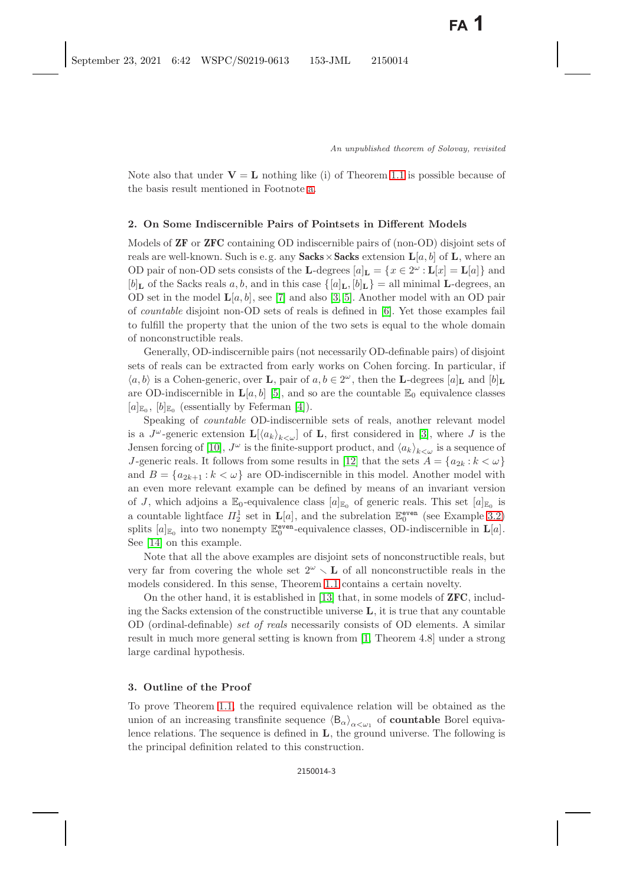Note also that under $\mathbf{V} = \mathbf{L}$ nothing like (i) of Theorem 1.1 is possible because of the basis result mentioned in Footnote a.

## 2. On Some Indiscernible Pairs of Pointsets in Different Models

Models of **ZF** or **ZFC** containing OD indiscernible pairs of (non-OD) disjoint sets of reals are well-known. Such is e.g. any $\mathbf{Sacks} \times \mathbf{Sacks}$ extension $\mathbf{L}[a, b]$ of $\mathbf{L}$, where an OD pair of non-OD sets consists of the $\mathbf{L}$-degrees $[a]_{\mathbf{L}} = \{x \in 2^\omega : \mathbf{L}[x] = \mathbf{L}[a]\}$ and $[b]_{\mathbf{L}}$ of the Sacks reals $a, b$, and in this case $\{[a]_{\mathbf{L}}, [b]_{\mathbf{L}}\} =$ all minimal $\mathbf{L}$-degrees, an OD set in the model $\mathbf{L}[a, b]$, see [7] and also [3, 5]. Another model with an OD pair of *countable* disjoint non-OD sets of reals is defined in [6]. Yet those examples fail to fulfill the property that the union of the two sets is equal to the whole domain of nonconstructible reals.

Generally, OD-indiscernible pairs (not necessarily OD-definable pairs) of disjoint sets of reals can be extracted from early works on Cohen forcing. In particular, if $\langle a, b\rangle$ is a Cohen-generic, over $\mathbf{L}$, pair of $a, b \in 2^\omega$, then the $\mathbf{L}$-degrees $[a]_{\mathbf{L}}$ and $[b]_{\mathbf{L}}$ are OD-indiscernible in $\mathbf{L}[a, b]$ [5], and so are the countable $\mathbb{E}_0$ equivalence classes $[a]_{\mathbb{E}_0}$, $[b]_{\mathbb{E}_0}$ (essentially by Feferman [4]).

Speaking of *countable* OD-indiscernible sets of reals, another relevant model is a $J^\omega$-generic extension $\mathbf{L}[\langle a_k\rangle_{k<\omega}]$ of $\mathbf{L}$, first considered in [3], where $J$ is the Jensen forcing of [10], $J^\omega$ is the finite-support product, and $\langle a_k\rangle_{k<\omega}$ is a sequence of $J$-generic reals. It follows from some results in [12] that the sets $A = \{a_{2k} : k < \omega\}$ and $B = \{a_{2k+1} : k < \omega\}$ are OD-indiscernible in this model. Another model with an even more relevant example can be defined by means of an invariant version of $J$, which adjoins a $\mathbb{E}_0$-equivalence class $[a]_{\mathbb{E}_0}$ of generic reals. This set $[a]_{\mathbb{E}_0}$ is a countable lightface $\Pi^1_2$ set in $\mathbf{L}[a]$, and the subrelation $\mathbb{E}_0^{\mathsf{even}}$ (see Example 3.2) splits $[a]_{\mathbb{E}_0}$ into two nonempty $\mathbb{E}_0^{\mathsf{even}}$-equivalence classes, OD-indiscernible in $\mathbf{L}[a]$. See [14] on this example.

Note that all the above examples are disjoint sets of nonconstructible reals, but very far from covering the whole set $2^\omega \smallsetminus \mathbf{L}$ of all nonconstructible reals in the models considered. In this sense, Theorem 1.1 contains a certain novelty.

On the other hand, it is established in [13] that, in some models of **ZFC**, including the Sacks extension of the constructible universe $\mathbf{L}$, it is true that any countable OD (ordinal-definable) *set of reals* necessarily consists of OD elements. A similar result in much more general setting is known from [1, Theorem 4.8] under a strong large cardinal hypothesis.

## 3. Outline of the Proof

To prove Theorem 1.1, the required equivalence relation will be obtained as the union of an increasing transfinite sequence $\langle \mathsf{B}_\alpha\rangle_{\alpha<\omega_1}$ of **countable** Borel equivalence relations. The sequence is defined in $\mathbf{L}$, the ground universe. The following is the principal definition related to this construction.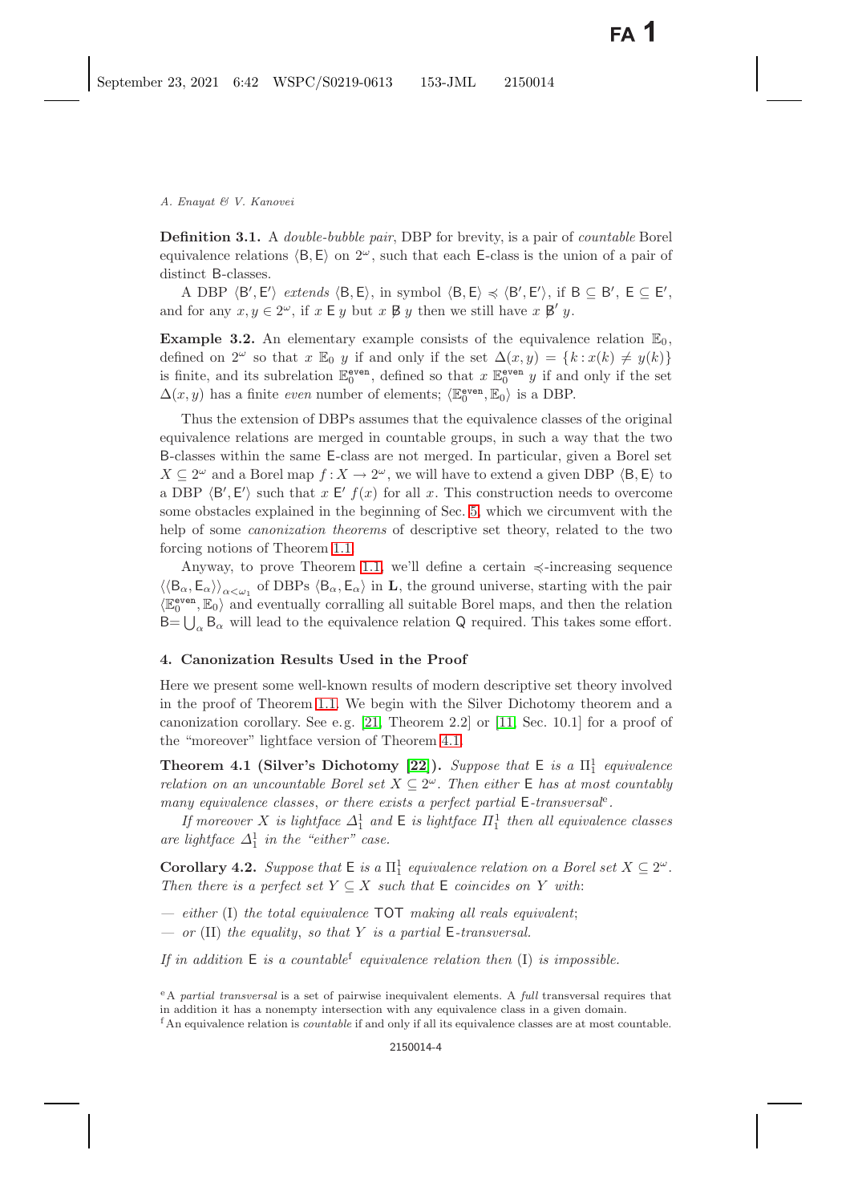**Definition 3.1.** A *double-bubble pair*, DBP for brevity, is a pair of *countable* Borel equivalence relations $\langle \mathsf{B}, \mathsf{E}\rangle$ on $2^\omega$, such that each $\mathsf{E}$-class is the union of a pair of distinct $\mathsf{B}$-classes.

A DBP $\langle \mathsf{B}', \mathsf{E}'\rangle$ *extends* $\langle \mathsf{B}, \mathsf{E}\rangle$, in symbol $\langle \mathsf{B}, \mathsf{E}\rangle \preccurlyeq \langle \mathsf{B}', \mathsf{E}'\rangle$, if $\mathsf{B} \subseteq \mathsf{B}'$, $\mathsf{E} \subseteq \mathsf{E}'$, and for any $x, y \in 2^\omega$, if $x \mathrel{\mathsf{E}} y$ but $x \not\mathrel{\mathsf{B}} y$ then we still have $x \not\mathrel{\mathsf{B}'} y$.

**Example 3.2.** An elementary example consists of the equivalence relation $\mathbb{E}_0$, defined on $2^\omega$ so that $x \mathbin{\mathbb{E}_0} y$ if and only if the set $\Delta(x, y) = \{k : x(k) \neq y(k)\}$ is finite, and its subrelation $\mathbb{E}_0^{\mathsf{even}}$, defined so that $x \mathbin{\mathbb{E}_0^{\mathsf{even}}} y$ if and only if the set $\Delta(x, y)$ has a finite *even* number of elements; $\langle \mathbb{E}_0^{\mathsf{even}}, \mathbb{E}_0\rangle$ is a DBP.

Thus the extension of DBPs assumes that the equivalence classes of the original equivalence relations are merged in countable groups, in such a way that the two $\mathsf{B}$-classes within the same $\mathsf{E}$-class are not merged. In particular, given a Borel set $X \subseteq 2^\omega$ and a Borel map $f : X \to 2^\omega$, we will have to extend a given DBP $\langle \mathsf{B}, \mathsf{E}\rangle$ to a DBP $\langle \mathsf{B}', \mathsf{E}'\rangle$ such that $x \mathrel{\mathsf{E}'} f(x)$ for all $x$. This construction needs to overcome some obstacles explained in the beginning of Sec. 5, which we circumvent with the help of some *canonization theorems* of descriptive set theory, related to the two forcing notions of Theorem 1.1.

Anyway, to prove Theorem 1.1, we'll define a certain $\preccurlyeq$-increasing sequence $\langle\langle \mathsf{B}_\alpha, \mathsf{E}_\alpha\rangle\rangle_{\alpha<\omega_1}$ of DBPs $\langle \mathsf{B}_\alpha, \mathsf{E}_\alpha\rangle$ in $\mathbf{L}$, the ground universe, starting with the pair $\langle \mathbb{E}_0^{\mathsf{even}}, \mathbb{E}_0\rangle$ and eventually corralling all suitable Borel maps, and then the relation $\mathsf{B} = \bigcup_\alpha \mathsf{B}_\alpha$ will lead to the equivalence relation $\mathsf{Q}$ required. This takes some effort.

## 4. Canonization Results Used in the Proof

Here we present some well-known results of modern descriptive set theory involved in the proof of Theorem 1.1. We begin with the Silver Dichotomy theorem and a canonization corollary. See e.g. [21, Theorem 2.2] or [11, Sec. 10.1] for a proof of the "moreover" lightface version of Theorem 4.1.

**Theorem 4.1 (Silver's Dichotomy [22]).** *Suppose that $\mathsf{E}$ is a $\Pi^1_1$ equivalence relation on an uncountable Borel set $X \subseteq 2^\omega$. Then either $\mathsf{E}$ has at most countably many equivalence classes, or there exists a perfect partial $\mathsf{E}$-transversal*[e].

*If moreover $X$ is lightface $\Delta^1_1$ and $\mathsf{E}$ is lightface $\Pi^1_1$ then all equivalence classes are lightface $\Delta^1_1$ in the "either" case.*

**Corollary 4.2.** *Suppose that $\mathsf{E}$ is a $\Pi^1_1$ equivalence relation on a Borel set $X \subseteq 2^\omega$. Then there is a perfect set $Y \subseteq X$ such that $\mathsf{E}$ coincides on $Y$ with:*

- *either* (I) *the total equivalence* $\mathsf{TOT}$ *making all reals equivalent;*
- *or* (II) *the equality, so that $Y$ is a partial $\mathsf{E}$-transversal.*

*If in addition $\mathsf{E}$ is a countable*[f] *equivalence relation then* (I) *is impossible.*

[e] A *partial transversal* is a set of pairwise inequivalent elements. A *full* transversal requires that in addition it has a nonempty intersection with any equivalence class in a given domain.

[f] An equivalence relation is *countable* if and only if all its equivalence classes are at most countable.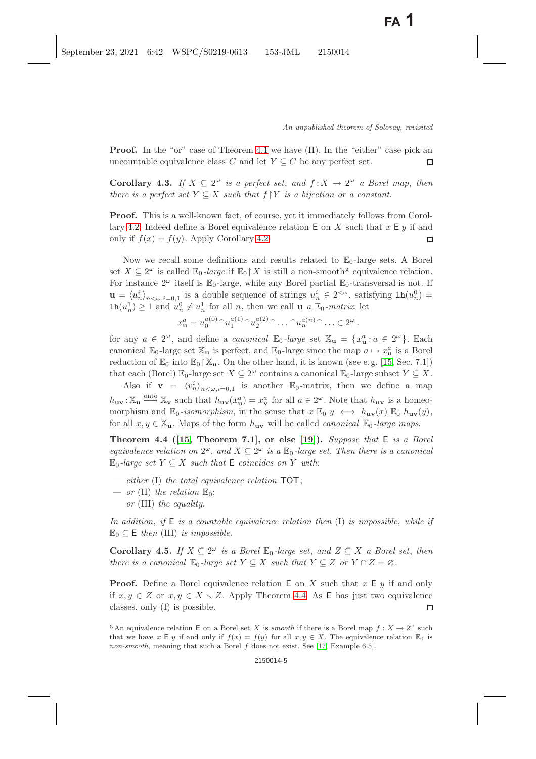**Proof.** In the "or" case of Theorem 4.1 we have (II). In the "either" case pick an uncountable equivalence class $C$ and let $Y \subseteq C$ be any perfect set. $\square$

**Corollary 4.3.** *If $X \subseteq 2^\omega$ is a perfect set, and $f : X \to 2^\omega$ a Borel map, then there is a perfect set $Y \subseteq X$ such that $f \restriction Y$ is a bijection or a constant.*

**Proof.** This is a well-known fact, of course, yet it immediately follows from Corollary 4.2. Indeed define a Borel equivalence relation $\mathsf{E}$ on $X$ such that $x \mathrel{\mathsf{E}} y$ if and only if $f(x) = f(y)$. Apply Corollary 4.2. $\square$

Now we recall some definitions and results related to $\mathbb{E}_0$-large sets. A Borel set $X \subseteq 2^\omega$ is called $\mathbb{E}_0$*-large* if $\mathbb{E}_0 \restriction X$ is still a non-smooth[g] equivalence relation. For instance $2^\omega$ itself is $\mathbb{E}_0$-large, while any Borel partial $\mathbb{E}_0$-transversal is not. If $\mathbf{u} = \langle u_n^i \rangle_{n<\omega, i=0,1}$ is a double sequence of strings $u_n^i \in 2^{<\omega}$, satisfying $\mathtt{lh}(u_n^0) = \mathtt{lh}(u_n^1) \geq 1$ and $u_n^0 \neq u_n^1$ for all $n$, then we call $\mathbf{u}$ *a* $\mathbb{E}_0$*-matrix*, let

$$x_{\mathbf{u}}^a = u_0^{a(0)} {}^\frown u_1^{a(1)} {}^\frown u_2^{a(2)} {}^\frown \ldots {}^\frown u_n^{a(n)} {}^\frown \ldots \in 2^\omega .$$

for any $a \in 2^\omega$, and define a *canonical* $\mathbb{E}_0$*-large* set $\mathbb{X}_{\mathbf{u}} = \{x_{\mathbf{u}}^a : a \in 2^\omega\}$. Each canonical $\mathbb{E}_0$-large set $\mathbb{X}_{\mathbf{u}}$ is perfect, and $\mathbb{E}_0$-large since the map $a \mapsto x_{\mathbf{u}}^a$ is a Borel reduction of $\mathbb{E}_0$ into $\mathbb{E}_0 \restriction \mathbb{X}_{\mathbf{u}}$. On the other hand, it is known (see e.g. [15, Sec. 7.1]) that each (Borel) $\mathbb{E}_0$-large set $X \subseteq 2^\omega$ contains a canonical $\mathbb{E}_0$-large subset $Y \subseteq X$.

Also if $\mathbf{v} = \langle v_n^i \rangle_{n<\omega, i=0,1}$ is another $\mathbb{E}_0$-matrix, then we define a map $h_{\mathbf{uv}} : \mathbb{X}_{\mathbf{u}} \xrightarrow{\text{onto}} \mathbb{X}_{\mathbf{v}}$ such that $h_{\mathbf{uv}}(x_{\mathbf{u}}^a) = x_{\mathbf{v}}^a$ for all $a \in 2^\omega$. Note that $h_{\mathbf{uv}}$ is a homeomorphism and $\mathbb{E}_0$*-isomorphism*, in the sense that $x \mathrel{\mathbb{E}_0} y \iff h_{\mathbf{uv}}(x) \mathrel{\mathbb{E}_0} h_{\mathbf{uv}}(y)$, for all $x, y \in \mathbb{X}_{\mathbf{u}}$. Maps of the form $h_{\mathbf{uv}}$ will be called *canonical* $\mathbb{E}_0$*-large maps*.

**Theorem 4.4 ([15, Theorem 7.1], or else [19]).** *Suppose that $\mathsf{E}$ is a Borel equivalence relation on $2^\omega$, and $X \subseteq 2^\omega$ is a $\mathbb{E}_0$-large set. Then there is a canonical $\mathbb{E}_0$-large set $Y \subseteq X$ such that $\mathsf{E}$ coincides on $Y$ with*:

- *either* (I) *the total equivalence relation* $\mathsf{TOT}$;
- *or* (II) *the relation* $\mathbb{E}_0$;
- *or* (III) *the equality.*

*In addition, if $\mathsf{E}$ is a countable equivalence relation then* (I) *is impossible, while if $\mathbb{E}_0 \subseteq \mathsf{E}$ then* (III) *is impossible.*

**Corollary 4.5.** *If $X \subseteq 2^\omega$ is a Borel $\mathbb{E}_0$-large set, and $Z \subseteq X$ a Borel set, then there is a canonical $\mathbb{E}_0$-large set $Y \subseteq X$ such that $Y \subseteq Z$ or $Y \cap Z = \varnothing$.*

**Proof.** Define a Borel equivalence relation $\mathsf{E}$ on $X$ such that $x \mathrel{\mathsf{E}} y$ if and only if $x, y \in Z$ or $x, y \in X \smallsetminus Z$. Apply Theorem 4.4. As $\mathsf{E}$ has just two equivalence classes, only (I) is possible. $\square$

[g] An equivalence relation $\mathsf{E}$ on a Borel set $X$ is *smooth* if there is a Borel map $f : X \to 2^\omega$ such that we have $x \mathrel{\mathsf{E}} y$ if and only if $f(x) = f(y)$ for all $x, y \in X$. The equivalence relation $\mathbb{E}_0$ is *non-smooth*, meaning that such a Borel $f$ does not exist. See [17, Example 6.5].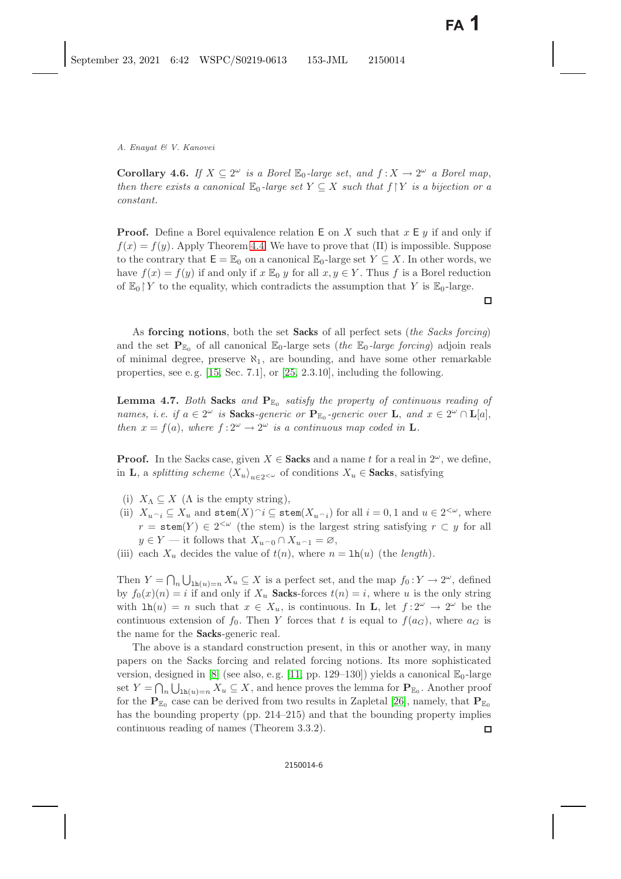**Corollary 4.6.** *If $X \subseteq 2^\omega$ is a Borel $\mathbb{E}_0$-large set, and $f : X \to 2^\omega$ a Borel map, then there exists a canonical $\mathbb{E}_0$-large set $Y \subseteq X$ such that $f \restriction Y$ is a bijection or a constant.*

**Proof.** Define a Borel equivalence relation $\mathsf{E}$ on $X$ such that $x \mathrel{\mathsf{E}} y$ if and only if $f(x) = f(y)$. Apply Theorem 4.4. We have to prove that (II) is impossible. Suppose to the contrary that $\mathsf{E} = \mathbb{E}_0$ on a canonical $\mathbb{E}_0$-large set $Y \subseteq X$. In other words, we have $f(x) = f(y)$ if and only if $x \mathbin{\mathbb{E}_0} y$ for all $x, y \in Y$. Thus $f$ is a Borel reduction of $\mathbb{E}_0 \restriction Y$ to the equality, which contradicts the assumption that $Y$ is $\mathbb{E}_0$-large. □

As **forcing notions**, both the set **Sacks** of all perfect sets (*the Sacks forcing*) and the set $\mathbf{P}_{\mathbb{E}_0}$ of all canonical $\mathbb{E}_0$-large sets (*the $\mathbb{E}_0$-large forcing*) adjoin reals of minimal degree, preserve $\aleph_1$, are bounding, and have some other remarkable properties, see e.g. [15, Sec. 7.1], or [25, 2.3.10], including the following.

**Lemma 4.7.** *Both* **Sacks** *and $\mathbf{P}_{\mathbb{E}_0}$ satisfy the property of continuous reading of names, i.e. if $a \in 2^\omega$ is* **Sacks***-generic or $\mathbf{P}_{\mathbb{E}_0}$-generic over $\mathbf{L}$, and $x \in 2^\omega \cap \mathbf{L}[a]$, then $x = f(a)$, where $f : 2^\omega \to 2^\omega$ is a continuous map coded in $\mathbf{L}$.*

**Proof.** In the Sacks case, given $X \in$ **Sacks** and a name $t$ for a real in $2^\omega$, we define, in $\mathbf{L}$, a *splitting scheme* $\langle X_u \rangle_{u \in 2^{<\omega}}$ of conditions $X_u \in$ **Sacks**, satisfying

- (i) $X_\Lambda \subseteq X$ ($\Lambda$ is the empty string),
- (ii) $X_{u^\frown i} \subseteq X_u$ and $\mathtt{stem}(X)^\frown i \subseteq \mathtt{stem}(X_{u^\frown i})$ for all $i = 0, 1$ and $u \in 2^{<\omega}$, where $r = \mathtt{stem}(Y) \in 2^{<\omega}$ (the stem) is the largest string satisfying $r \subset y$ for all $y \in Y$ — it follows that $X_{u^\frown 0} \cap X_{u^\frown 1} = \varnothing$,
- (iii) each $X_u$ decides the value of $t(n)$, where $n = \mathtt{lh}(u)$ (the *length*).

Then $Y = \bigcap_n \bigcup_{\mathtt{lh}(u)=n} X_u \subseteq X$ is a perfect set, and the map $f_0 : Y \to 2^\omega$, defined by $f_0(x)(n) = i$ if and only if $X_u$ **Sacks**-forces $t(n) = i$, where $u$ is the only string with $\mathtt{lh}(u) = n$ such that $x \in X_u$, is continuous. In $\mathbf{L}$, let $f : 2^\omega \to 2^\omega$ be the continuous extension of $f_0$. Then $Y$ forces that $t$ is equal to $f(a_G)$, where $a_G$ is the name for the **Sacks**-generic real.

The above is a standard construction present, in this or another way, in many papers on the Sacks forcing and related forcing notions. Its more sophisticated version, designed in [8] (see also, e.g. [11, pp. 129–130]) yields a canonical $\mathbb{E}_0$-large set $Y = \bigcap_n \bigcup_{\mathtt{lh}(u)=n} X_u \subseteq X$, and hence proves the lemma for $\mathbf{P}_{\mathbb{E}_0}$. Another proof for the $\mathbf{P}_{\mathbb{E}_0}$ case can be derived from two results in Zapletal [26], namely, that $\mathbf{P}_{\mathbb{E}_0}$ has the bounding property (pp. 214–215) and that the bounding property implies continuous reading of names (Theorem 3.3.2). □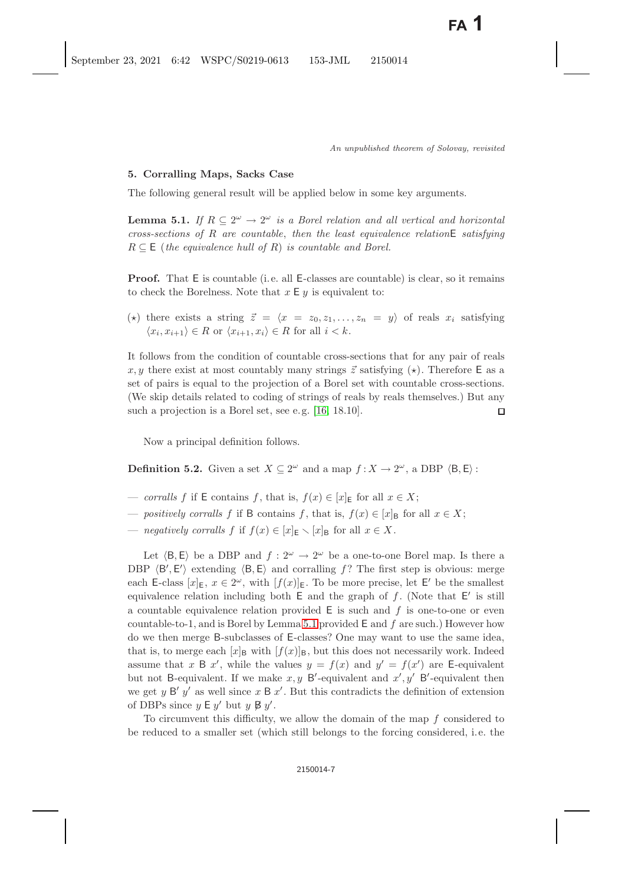## 5. Corralling Maps, Sacks Case

The following general result will be applied below in some key arguments.

**Lemma 5.1.** *If $R \subseteq 2^\omega \to 2^\omega$ is a Borel relation and all vertical and horizontal cross-sections of $R$ are countable, then the least equivalence relation* $\mathsf{E}$ *satisfying* $R \subseteq \mathsf{E}$ (*the equivalence hull of* $R$) *is countable and Borel.*

**Proof.** That $\mathsf{E}$ is countable (i. e. all $\mathsf{E}$-classes are countable) is clear, so it remains to check the Borelness. Note that $x \mathrel{\mathsf{E}} y$ is equivalent to:

($\star$) there exists a string $\vec{z} = \langle x = z_0, z_1, \ldots, z_n = y\rangle$ of reals $x_i$ satisfying $\langle x_i, x_{i+1}\rangle \in R$ or $\langle x_{i+1}, x_i\rangle \in R$ for all $i < k$.

It follows from the condition of countable cross-sections that for any pair of reals $x, y$ there exist at most countably many strings $\vec{z}$ satisfying ($\star$). Therefore $\mathsf{E}$ as a set of pairs is equal to the projection of a Borel set with countable cross-sections. (We skip details related to coding of strings of reals by reals themselves.) But any such a projection is a Borel set, see e. g. [16, 18.10]. □

Now a principal definition follows.

**Definition 5.2.** Given a set $X \subseteq 2^\omega$ and a map $f : X \to 2^\omega$, a DBP $\langle \mathsf{B}, \mathsf{E}\rangle$ :

- *corrals* $f$ if $\mathsf{E}$ contains $f$, that is, $f(x) \in [x]_{\mathsf{E}}$ for all $x \in X$;
- *positively corrals* $f$ if $\mathsf{B}$ contains $f$, that is, $f(x) \in [x]_{\mathsf{B}}$ for all $x \in X$;
- *negatively corrals* $f$ if $f(x) \in [x]_{\mathsf{E}} \smallsetminus [x]_{\mathsf{B}}$ for all $x \in X$.

Let $\langle \mathsf{B}, \mathsf{E}\rangle$ be a DBP and $f : 2^\omega \to 2^\omega$ be a one-to-one Borel map. Is there a DBP $\langle \mathsf{B}', \mathsf{E}'\rangle$ extending $\langle \mathsf{B}, \mathsf{E}\rangle$ and corralling $f$? The first step is obvious: merge each $\mathsf{E}$-class $[x]_{\mathsf{E}}$, $x \in 2^\omega$, with $[f(x)]_{\mathsf{E}}$. To be more precise, let $\mathsf{E}'$ be the smallest equivalence relation including both $\mathsf{E}$ and the graph of $f$. (Note that $\mathsf{E}'$ is still a countable equivalence relation provided $\mathsf{E}$ is such and $f$ is one-to-one or even countable-to-1, and is Borel by Lemma 5.1 provided $\mathsf{E}$ and $f$ are such.) However how do we then merge $\mathsf{B}$-subclasses of $\mathsf{E}$-classes? One may want to use the same idea, that is, to merge each $[x]_{\mathsf{B}}$ with $[f(x)]_{\mathsf{B}}$, but this does not necessarily work. Indeed assume that $x \mathrel{\mathsf{B}} x'$, while the values $y = f(x)$ and $y' = f(x')$ are $\mathsf{E}$-equivalent but not $\mathsf{B}$-equivalent. If we make $x, y$ $\mathsf{B}'$-equivalent and $x', y'$ $\mathsf{B}'$-equivalent then we get $y \mathrel{\mathsf{B}'} y'$ as well since $x \mathrel{\mathsf{B}} x'$. But this contradicts the definition of extension of DBPs since $y \mathrel{\mathsf{E}} y'$ but $y \not\mathrel{\mathsf{B}} y'$.

To circumvent this difficulty, we allow the domain of the map $f$ considered to be reduced to a smaller set (which still belongs to the forcing considered, i. e. the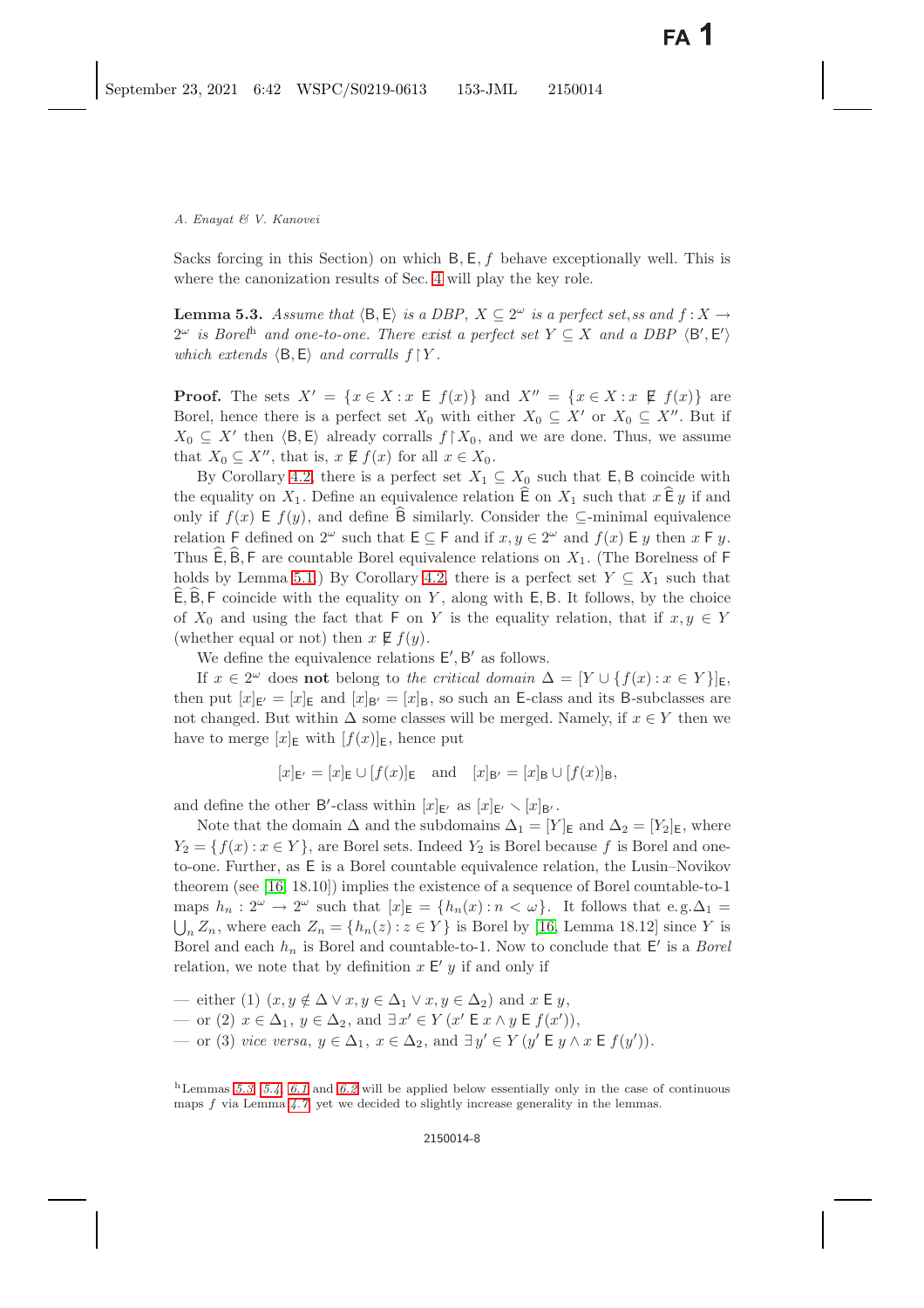Sacks forcing in this Section) on which $\mathsf{B}, \mathsf{E}, f$ behave exceptionally well. This is where the canonization results of Sec. 4 will play the key role.

**Lemma 5.3.** *Assume that $\langle \mathsf{B}, \mathsf{E}\rangle$ is a DBP, $X \subseteq 2^\omega$ is a perfect set,ss and $f : X \to 2^\omega$ is Borel*[h] *and one-to-one. There exist a perfect set $Y \subseteq X$ and a DBP $\langle \mathsf{B}', \mathsf{E}'\rangle$ which extends $\langle \mathsf{B}, \mathsf{E}\rangle$ and corralls $f \restriction Y$.*

**Proof.** The sets $X' = \{x \in X : x \mathrel{\mathsf{E}} f(x)\}$ and $X'' = \{x \in X : x \mathrel{\not\mathsf{E}} f(x)\}$ are Borel, hence there is a perfect set $X_0$ with either $X_0 \subseteq X'$ or $X_0 \subseteq X''$. But if $X_0 \subseteq X'$ then $\langle \mathsf{B}, \mathsf{E}\rangle$ already corralls $f \restriction X_0$, and we are done. Thus, we assume that $X_0 \subseteq X''$, that is, $x \mathrel{\not\mathsf{E}} f(x)$ for all $x \in X_0$.

By Corollary 4.2, there is a perfect set $X_1 \subseteq X_0$ such that $\mathsf{E}, \mathsf{B}$ coincide with the equality on $X_1$. Define an equivalence relation $\widehat{\mathsf{E}}$ on $X_1$ such that $x \mathrel{\widehat{\mathsf{E}}} y$ if and only if $f(x) \mathrel{\mathsf{E}} f(y)$, and define $\widehat{\mathsf{B}}$ similarly. Consider the $\subseteq$-minimal equivalence relation $\mathsf{F}$ defined on $2^\omega$ such that $\mathsf{E} \subseteq \mathsf{F}$ and if $x, y \in 2^\omega$ and $f(x) \mathrel{\mathsf{E}} y$ then $x \mathrel{\mathsf{F}} y$. Thus $\widehat{\mathsf{E}}, \widehat{\mathsf{B}}, \mathsf{F}$ are countable Borel equivalence relations on $X_1$. (The Borelness of $\mathsf{F}$ holds by Lemma 5.1.) By Corollary 4.2, there is a perfect set $Y \subseteq X_1$ such that $\widehat{\mathsf{E}}, \widehat{\mathsf{B}}, \mathsf{F}$ coincide with the equality on $Y$, along with $\mathsf{E}, \mathsf{B}$. It follows, by the choice of $X_0$ and using the fact that $\mathsf{F}$ on $Y$ is the equality relation, that if $x, y \in Y$ (whether equal or not) then $x \mathrel{\not\mathsf{E}} f(y)$.

We define the equivalence relations $\mathsf{E}', \mathsf{B}'$ as follows.

If $x \in 2^\omega$ does **not** belong to *the critical domain* $\Delta = [Y \cup \{f(x) : x \in Y\}]_{\mathsf{E}}$, then put $[x]_{\mathsf{E}'} = [x]_{\mathsf{E}}$ and $[x]_{\mathsf{B}'} = [x]_{\mathsf{B}}$, so such an $\mathsf{E}$-class and its $\mathsf{B}$-subclasses are not changed. But within $\Delta$ some classes will be merged. Namely, if $x \in Y$ then we have to merge $[x]_{\mathsf{E}}$ with $[f(x)]_{\mathsf{E}}$, hence put

$$[x]_{\mathsf{E}'} = [x]_{\mathsf{E}} \cup [f(x)]_{\mathsf{E}} \quad \text{and} \quad [x]_{\mathsf{B}'} = [x]_{\mathsf{B}} \cup [f(x)]_{\mathsf{B}},$$

and define the other $\mathsf{B}'$-class within $[x]_{\mathsf{E}'}$ as $[x]_{\mathsf{E}'} \smallsetminus [x]_{\mathsf{B}'}$.

Note that the domain $\Delta$ and the subdomains $\Delta_1 = [Y]_{\mathsf{E}}$ and $\Delta_2 = [Y_2]_{\mathsf{E}}$, where $Y_2 = \{f(x) : x \in Y\}$, are Borel sets. Indeed $Y_2$ is Borel because $f$ is Borel and one-to-one. Further, as $\mathsf{E}$ is a Borel countable equivalence relation, the Lusin–Novikov theorem (see [16, 18.10]) implies the existence of a sequence of Borel countable-to-1 maps $h_n : 2^\omega \to 2^\omega$ such that $[x]_{\mathsf{E}} = \{h_n(x) : n < \omega\}$. It follows that e.g. $\Delta_1 = \bigcup_n Z_n$, where each $Z_n = \{h_n(z) : z \in Y\}$ is Borel by [16, Lemma 18.12] since $Y$ is Borel and each $h_n$ is Borel and countable-to-1. Now to conclude that $\mathsf{E}'$ is a *Borel* relation, we note that by definition $x \mathrel{\mathsf{E}'} y$ if and only if

— either (1) $(x, y \notin \Delta \vee x, y \in \Delta_1 \vee x, y \in \Delta_2)$ and $x \mathrel{\mathsf{E}} y$,
— or (2) $x \in \Delta_1$, $y \in \Delta_2$, and $\exists x' \in Y\, (x' \mathrel{\mathsf{E}} x \wedge y \mathrel{\mathsf{E}} f(x'))$,
— or (3) *vice versa*, $y \in \Delta_1$, $x \in \Delta_2$, and $\exists y' \in Y\, (y' \mathrel{\mathsf{E}} y \wedge x \mathrel{\mathsf{E}} f(y'))$.

[h] Lemmas 5.3, 5.4, 6.1 and 6.2 will be applied below essentially only in the case of continuous maps $f$ via Lemma 4.7, yet we decided to slightly increase generality in the lemmas.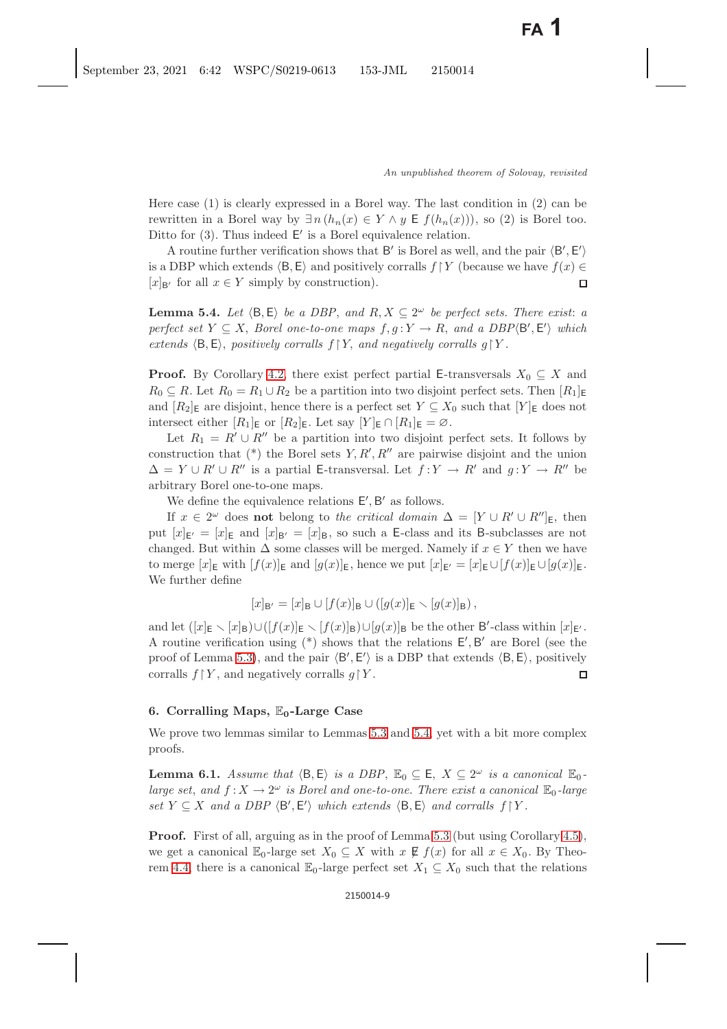Here case (1) is clearly expressed in a Borel way. The last condition in (2) can be rewritten in a Borel way by $\exists n\,(h_n(x) \in Y \wedge y \mathrel{\mathsf{E}} f(h_n(x)))$, so (2) is Borel too. Ditto for (3). Thus indeed $\mathsf{E}'$ is a Borel equivalence relation.

A routine further verification shows that $\mathsf{B}'$ is Borel as well, and the pair $\langle \mathsf{B}', \mathsf{E}' \rangle$ is a DBP which extends $\langle \mathsf{B}, \mathsf{E} \rangle$ and positively corralls $f \restriction Y$ (because we have $f(x) \in [x]_{\mathsf{B}'}$ for all $x \in Y$ simply by construction). $\square$

**Lemma 5.4.** *Let $\langle \mathsf{B}, \mathsf{E} \rangle$ be a DBP, and $R, X \subseteq 2^\omega$ be perfect sets. There exist: a perfect set $Y \subseteq X$, Borel one-to-one maps $f, g : Y \to R$, and a DBP $\langle \mathsf{B}', \mathsf{E}' \rangle$ which extends $\langle \mathsf{B}, \mathsf{E} \rangle$, positively corralls $f \restriction Y$, and negatively corralls $g \restriction Y$.*

**Proof.** By Corollary 4.2, there exist perfect partial $\mathsf{E}$-transversals $X_0 \subseteq X$ and $R_0 \subseteq R$. Let $R_0 = R_1 \cup R_2$ be a partition into two disjoint perfect sets. Then $[R_1]_{\mathsf{E}}$ and $[R_2]_{\mathsf{E}}$ are disjoint, hence there is a perfect set $Y \subseteq X_0$ such that $[Y]_{\mathsf{E}}$ does not intersect either $[R_1]_{\mathsf{E}}$ or $[R_2]_{\mathsf{E}}$. Let say $[Y]_{\mathsf{E}} \cap [R_1]_{\mathsf{E}} = \varnothing$.

Let $R_1 = R' \cup R''$ be a partition into two disjoint perfect sets. It follows by construction that (\*) the Borel sets $Y, R', R''$ are pairwise disjoint and the union $\Delta = Y \cup R' \cup R''$ is a partial $\mathsf{E}$-transversal. Let $f : Y \to R'$ and $g : Y \to R''$ be arbitrary Borel one-to-one maps.

We define the equivalence relations $\mathsf{E}', \mathsf{B}'$ as follows.

If $x \in 2^\omega$ does **not** belong to *the critical domain* $\Delta = [Y \cup R' \cup R'']_{\mathsf{E}}$, then put $[x]_{\mathsf{E}'} = [x]_{\mathsf{E}}$ and $[x]_{\mathsf{B}'} = [x]_{\mathsf{B}}$, so such a $\mathsf{E}$-class and its $\mathsf{B}$-subclasses are not changed. But within $\Delta$ some classes will be merged. Namely if $x \in Y$ then we have to merge $[x]_{\mathsf{E}}$ with $[f(x)]_{\mathsf{E}}$ and $[g(x)]_{\mathsf{E}}$, hence we put $[x]_{\mathsf{E}'} = [x]_{\mathsf{E}} \cup [f(x)]_{\mathsf{E}} \cup [g(x)]_{\mathsf{E}}$. We further define

$$[x]_{\mathsf{B}'} = [x]_{\mathsf{B}} \cup [f(x)]_{\mathsf{B}} \cup ([g(x)]_{\mathsf{E}} \smallsetminus [g(x)]_{\mathsf{B}}),$$

and let $([x]_{\mathsf{E}} \smallsetminus [x]_{\mathsf{B}}) \cup ([f(x)]_{\mathsf{E}} \smallsetminus [f(x)]_{\mathsf{B}}) \cup [g(x)]_{\mathsf{B}}$ be the other $\mathsf{B}'$-class within $[x]_{\mathsf{E}'}$. A routine verification using (\*) shows that the relations $\mathsf{E}', \mathsf{B}'$ are Borel (see the proof of Lemma 5.3), and the pair $\langle \mathsf{B}', \mathsf{E}' \rangle$ is a DBP that extends $\langle \mathsf{B}, \mathsf{E} \rangle$, positively corralls $f \restriction Y$, and negatively corralls $g \restriction Y$. $\square$

## 6. Corralling Maps, $\mathbb{E}_0$-Large Case

We prove two lemmas similar to Lemmas 5.3 and 5.4, yet with a bit more complex proofs.

**Lemma 6.1.** *Assume that $\langle \mathsf{B}, \mathsf{E} \rangle$ is a DBP, $\mathbb{E}_0 \subseteq \mathsf{E}$, $X \subseteq 2^\omega$ is a canonical $\mathbb{E}_0$-large set, and $f : X \to 2^\omega$ is Borel and one-to-one. There exist a canonical $\mathbb{E}_0$-large set $Y \subseteq X$ and a DBP $\langle \mathsf{B}', \mathsf{E}' \rangle$ which extends $\langle \mathsf{B}, \mathsf{E} \rangle$ and corralls $f \restriction Y$.*

**Proof.** First of all, arguing as in the proof of Lemma 5.3 (but using Corollary 4.5), we get a canonical $\mathbb{E}_0$-large set $X_0 \subseteq X$ with $x \mathrel{\not\mathsf{E}} f(x)$ for all $x \in X_0$. By Theorem 4.4, there is a canonical $\mathbb{E}_0$-large perfect set $X_1 \subseteq X_0$ such that the relations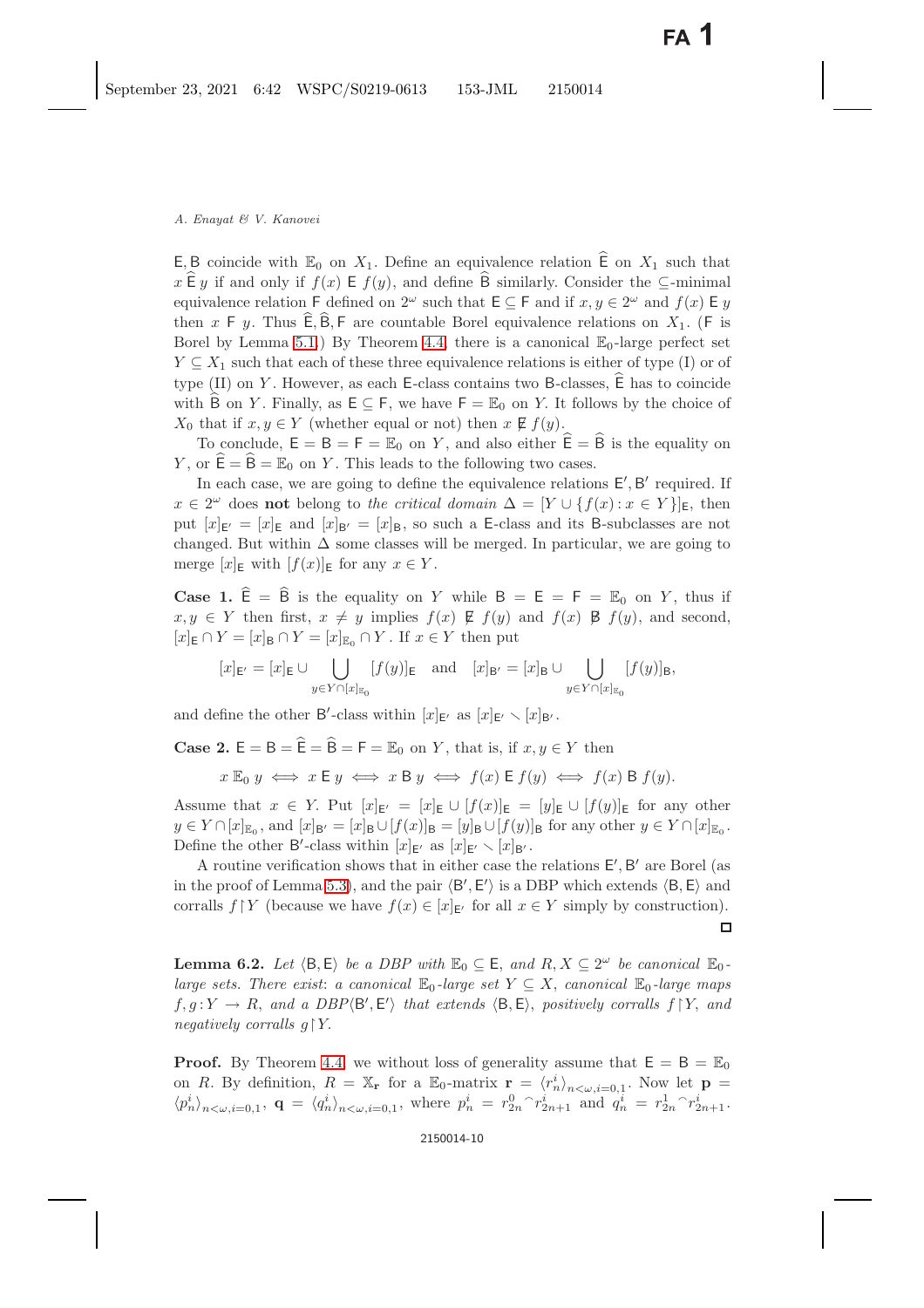$\mathsf{E}, \mathsf{B}$ coincide with $\mathbb{E}_0$ on $X_1$. Define an equivalence relation $\widehat{\mathsf{E}}$ on $X_1$ such that $x \,\widehat{\mathsf{E}}\, y$ if and only if $f(x) \mathrel{\mathsf{E}} f(y)$, and define $\widehat{\mathsf{B}}$ similarly. Consider the $\subseteq$-minimal equivalence relation $\mathsf{F}$ defined on $2^\omega$ such that $\mathsf{E} \subseteq \mathsf{F}$ and if $x, y \in 2^\omega$ and $f(x) \mathrel{\mathsf{E}} y$ then $x \mathrel{\mathsf{F}} y$. Thus $\widehat{\mathsf{E}}, \widehat{\mathsf{B}}, \mathsf{F}$ are countable Borel equivalence relations on $X_1$. ($\mathsf{F}$ is Borel by Lemma 5.1.) By Theorem 4.4, there is a canonical $\mathbb{E}_0$-large perfect set $Y \subseteq X_1$ such that each of these three equivalence relations is either of type (I) or of type (II) on $Y$. However, as each $\mathsf{E}$-class contains two $\mathsf{B}$-classes, $\widehat{\mathsf{E}}$ has to coincide with $\widehat{\mathsf{B}}$ on $Y$. Finally, as $\mathsf{E} \subseteq \mathsf{F}$, we have $\mathsf{F} = \mathbb{E}_0$ on $Y$. It follows by the choice of $X_0$ that if $x, y \in Y$ (whether equal or not) then $x \not\mathrel{\mathsf{E}} f(y)$.

To conclude, $\mathsf{E} = \mathsf{B} = \mathsf{F} = \mathbb{E}_0$ on $Y$, and also either $\widehat{\mathsf{E}} = \widehat{\mathsf{B}}$ is the equality on $Y$, or $\widehat{\mathsf{E}} = \widehat{\mathsf{B}} = \mathbb{E}_0$ on $Y$. This leads to the following two cases.

In each case, we are going to define the equivalence relations $\mathsf{E}', \mathsf{B}'$ required. If $x \in 2^\omega$ does **not** belong to *the critical domain* $\Delta = [Y \cup \{f(x) : x \in Y\}]_{\mathsf{E}}$, then put $[x]_{\mathsf{E}'} = [x]_{\mathsf{E}}$ and $[x]_{\mathsf{B}'} = [x]_{\mathsf{B}}$, so such a $\mathsf{E}$-class and its $\mathsf{B}$-subclasses are not changed. But within $\Delta$ some classes will be merged. In particular, we are going to merge $[x]_{\mathsf{E}}$ with $[f(x)]_{\mathsf{E}}$ for any $x \in Y$.

**Case 1.** $\widehat{\mathsf{E}} = \widehat{\mathsf{B}}$ is the equality on $Y$ while $\mathsf{B} = \mathsf{E} = \mathsf{F} = \mathbb{E}_0$ on $Y$, thus if $x, y \in Y$ then first, $x \neq y$ implies $f(x) \not\mathrel{\mathsf{E}} f(y)$ and $f(x) \not\mathrel{\mathsf{B}} f(y)$, and second, $[x]_{\mathsf{E}} \cap Y = [x]_{\mathsf{B}} \cap Y = [x]_{\mathbb{E}_0} \cap Y$. If $x \in Y$ then put

$$[x]_{\mathsf{E}'} = [x]_{\mathsf{E}} \cup \bigcup_{y \in Y \cap [x]_{\mathbb{E}_0}} [f(y)]_{\mathsf{E}} \quad \text{and} \quad [x]_{\mathsf{B}'} = [x]_{\mathsf{B}} \cup \bigcup_{y \in Y \cap [x]_{\mathbb{E}_0}} [f(y)]_{\mathsf{B}},$$

and define the other $\mathsf{B}'$-class within $[x]_{\mathsf{E}'}$ as $[x]_{\mathsf{E}'} \smallsetminus [x]_{\mathsf{B}'}$.

**Case 2.** $\mathsf{E} = \mathsf{B} = \widehat{\mathsf{E}} = \widehat{\mathsf{B}} = \mathsf{F} = \mathbb{E}_0$ on $Y$, that is, if $x, y \in Y$ then

$$x \mathrel{\mathbb{E}_0} y \iff x \mathrel{\mathsf{E}} y \iff x \mathrel{\mathsf{B}} y \iff f(x) \mathrel{\mathsf{E}} f(y) \iff f(x) \mathrel{\mathsf{B}} f(y).$$

Assume that $x \in Y$. Put $[x]_{\mathsf{E}'} = [x]_{\mathsf{E}} \cup [f(x)]_{\mathsf{E}} = [y]_{\mathsf{E}} \cup [f(y)]_{\mathsf{E}}$ for any other $y \in Y \cap [x]_{\mathbb{E}_0}$, and $[x]_{\mathsf{B}'} = [x]_{\mathsf{B}} \cup [f(x)]_{\mathsf{B}} = [y]_{\mathsf{B}} \cup [f(y)]_{\mathsf{B}}$ for any other $y \in Y \cap [x]_{\mathbb{E}_0}$. Define the other $\mathsf{B}'$-class within $[x]_{\mathsf{E}'}$ as $[x]_{\mathsf{E}'} \smallsetminus [x]_{\mathsf{B}'}$.

A routine verification shows that in either case the relations $\mathsf{E}', \mathsf{B}'$ are Borel (as in the proof of Lemma 5.3), and the pair $\langle \mathsf{B}', \mathsf{E}' \rangle$ is a DBP which extends $\langle \mathsf{B}, \mathsf{E} \rangle$ and corralls $f \upharpoonright Y$ (because we have $f(x) \in [x]_{\mathsf{E}'}$ for all $x \in Y$ simply by construction). □

**Lemma 6.2.** *Let $\langle \mathsf{B}, \mathsf{E} \rangle$ be a DBP with $\mathbb{E}_0 \subseteq \mathsf{E}$, and $R, X \subseteq 2^\omega$ be canonical $\mathbb{E}_0$-large sets. There exist: a canonical $\mathbb{E}_0$-large set $Y \subseteq X$, canonical $\mathbb{E}_0$-large maps $f, g : Y \to R$, and a DBP$\langle \mathsf{B}', \mathsf{E}' \rangle$ that extends $\langle \mathsf{B}, \mathsf{E} \rangle$, positively corralls $f \upharpoonright Y$, and negatively corralls $g \upharpoonright Y$.*

**Proof.** By Theorem 4.4, we without loss of generality assume that $\mathsf{E} = \mathsf{B} = \mathbb{E}_0$ on $R$. By definition, $R = \mathbb{X}_{\mathbf{r}}$ for a $\mathbb{E}_0$-matrix $\mathbf{r} = \langle r_n^i \rangle_{n<\omega, i=0,1}$. Now let $\mathbf{p} = \langle p_n^i \rangle_{n<\omega, i=0,1}$, $\mathbf{q} = \langle q_n^i \rangle_{n<\omega, i=0,1}$, where $p_n^i = r_{2n}^0{}^\frown r_{2n+1}^i$ and $q_n^i = r_{2n}^1{}^\frown r_{2n+1}^i$.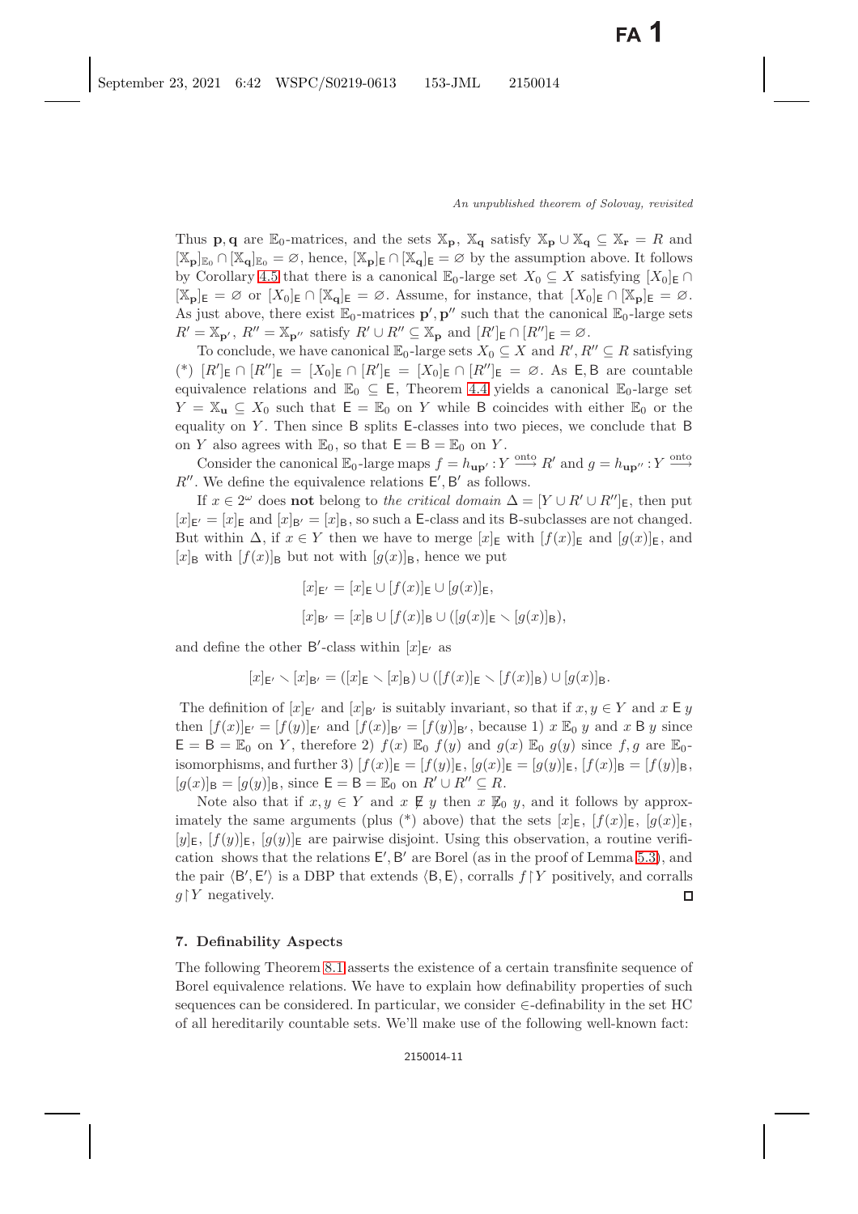Thus $\mathbf{p}, \mathbf{q}$ are $\mathbb{E}_0$-matrices, and the sets $\mathbb{X}_{\mathbf{p}}$, $\mathbb{X}_{\mathbf{q}}$ satisfy $\mathbb{X}_{\mathbf{p}} \cup \mathbb{X}_{\mathbf{q}} \subseteq \mathbb{X}_{\mathbf{r}} = R$ and $[\mathbb{X}_{\mathbf{p}}]_{\mathbb{E}_0} \cap [\mathbb{X}_{\mathbf{q}}]_{\mathbb{E}_0} = \varnothing$, hence, $[\mathbb{X}_{\mathbf{p}}]_{\mathsf{E}} \cap [\mathbb{X}_{\mathbf{q}}]_{\mathsf{E}} = \varnothing$ by the assumption above. It follows by Corollary 4.5 that there is a canonical $\mathbb{E}_0$-large set $X_0 \subseteq X$ satisfying $[X_0]_{\mathsf{E}} \cap [\mathbb{X}_{\mathbf{p}}]_{\mathsf{E}} = \varnothing$ or $[X_0]_{\mathsf{E}} \cap [\mathbb{X}_{\mathbf{q}}]_{\mathsf{E}} = \varnothing$. Assume, for instance, that $[X_0]_{\mathsf{E}} \cap [\mathbb{X}_{\mathbf{p}}]_{\mathsf{E}} = \varnothing$. As just above, there exist $\mathbb{E}_0$-matrices $\mathbf{p}', \mathbf{p}''$ such that the canonical $\mathbb{E}_0$-large sets $R' = \mathbb{X}_{\mathbf{p}'}$, $R'' = \mathbb{X}_{\mathbf{p}''}$ satisfy $R' \cup R'' \subseteq \mathbb{X}_{\mathbf{p}}$ and $[R']_{\mathsf{E}} \cap [R'']_{\mathsf{E}} = \varnothing$.

To conclude, we have canonical $\mathbb{E}_0$-large sets $X_0 \subseteq X$ and $R', R'' \subseteq R$ satisfying (\*) $[R']_{\mathsf{E}} \cap [R'']_{\mathsf{E}} = [X_0]_{\mathsf{E}} \cap [R']_{\mathsf{E}} = [X_0]_{\mathsf{E}} \cap [R'']_{\mathsf{E}} = \varnothing$. As $\mathsf{E}, \mathsf{B}$ are countable equivalence relations and $\mathbb{E}_0 \subseteq \mathsf{E}$, Theorem 4.4 yields a canonical $\mathbb{E}_0$-large set $Y = \mathbb{X}_{\mathbf{u}} \subseteq X_0$ such that $\mathsf{E} = \mathbb{E}_0$ on $Y$ while $\mathsf{B}$ coincides with either $\mathbb{E}_0$ or the equality on $Y$. Then since $\mathsf{B}$ splits $\mathsf{E}$-classes into two pieces, we conclude that $\mathsf{B}$ on $Y$ also agrees with $\mathbb{E}_0$, so that $\mathsf{E} = \mathsf{B} = \mathbb{E}_0$ on $Y$.

Consider the canonical $\mathbb{E}_0$-large maps $f = h_{\mathbf{up}'} : Y \xrightarrow{\text{onto}} R'$ and $g = h_{\mathbf{up}''} : Y \xrightarrow{\text{onto}} R''$. We define the equivalence relations $\mathsf{E}', \mathsf{B}'$ as follows.

If $x \in 2^\omega$ does **not** belong to *the critical domain* $\Delta = [Y \cup R' \cup R'']_{\mathsf{E}}$, then put $[x]_{\mathsf{E}'} = [x]_{\mathsf{E}}$ and $[x]_{\mathsf{B}'} = [x]_{\mathsf{B}}$, so such a $\mathsf{E}$-class and its $\mathsf{B}$-subclasses are not changed. But within $\Delta$, if $x \in Y$ then we have to merge $[x]_{\mathsf{E}}$ with $[f(x)]_{\mathsf{E}}$ and $[g(x)]_{\mathsf{E}}$, and $[x]_{\mathsf{B}}$ with $[f(x)]_{\mathsf{B}}$ but not with $[g(x)]_{\mathsf{B}}$, hence we put

$$[x]_{\mathsf{E}'} = [x]_{\mathsf{E}} \cup [f(x)]_{\mathsf{E}} \cup [g(x)]_{\mathsf{E}},$$

$$[x]_{\mathsf{B}'} = [x]_{\mathsf{B}} \cup [f(x)]_{\mathsf{B}} \cup ([g(x)]_{\mathsf{E}} \smallsetminus [g(x)]_{\mathsf{B}}),$$

and define the other $\mathsf{B}'$-class within $[x]_{\mathsf{E}'}$ as

$$[x]_{\mathsf{E}'} \smallsetminus [x]_{\mathsf{B}'} = ([x]_{\mathsf{E}} \smallsetminus [x]_{\mathsf{B}}) \cup ([f(x)]_{\mathsf{E}} \smallsetminus [f(x)]_{\mathsf{B}}) \cup [g(x)]_{\mathsf{B}}.$$

The definition of $[x]_{\mathsf{E}'}$ and $[x]_{\mathsf{B}'}$ is suitably invariant, so that if $x, y \in Y$ and $x \mathrel{\mathsf{E}} y$ then $[f(x)]_{\mathsf{E}'} = [f(y)]_{\mathsf{E}'}$ and $[f(x)]_{\mathsf{B}'} = [f(y)]_{\mathsf{B}'}$, because 1) $x \mathrel{\mathbb{E}_0} y$ and $x \mathrel{\mathsf{B}} y$ since $\mathsf{E} = \mathsf{B} = \mathbb{E}_0$ on $Y$, therefore 2) $f(x) \mathrel{\mathbb{E}_0} f(y)$ and $g(x) \mathrel{\mathbb{E}_0} g(y)$ since $f, g$ are $\mathbb{E}_0$-isomorphisms, and further 3) $[f(x)]_{\mathsf{E}} = [f(y)]_{\mathsf{E}}$, $[g(x)]_{\mathsf{E}} = [g(y)]_{\mathsf{E}}$, $[f(x)]_{\mathsf{B}} = [f(y)]_{\mathsf{B}}$, $[g(x)]_{\mathsf{B}} = [g(y)]_{\mathsf{B}}$, since $\mathsf{E} = \mathsf{B} = \mathbb{E}_0$ on $R' \cup R'' \subseteq R$.

Note also that if $x, y \in Y$ and $x \not\mathrel{\mathsf{E}} y$ then $x \not\mathrel{\mathbb{E}_0} y$, and it follows by approximately the same arguments (plus (\*) above) that the sets $[x]_{\mathsf{E}}$, $[f(x)]_{\mathsf{E}}$, $[g(x)]_{\mathsf{E}}$, $[y]_{\mathsf{E}}$, $[f(y)]_{\mathsf{E}}$, $[g(y)]_{\mathsf{E}}$ are pairwise disjoint. Using this observation, a routine verification shows that the relations $\mathsf{E}', \mathsf{B}'$ are Borel (as in the proof of Lemma 5.3), and the pair $\langle \mathsf{B}', \mathsf{E}' \rangle$ is a DBP that extends $\langle \mathsf{B}, \mathsf{E} \rangle$, corralls $f \restriction Y$ positively, and corralls $g \restriction Y$ negatively. $\square$

## 7. Definability Aspects

The following Theorem 8.1 asserts the existence of a certain transfinite sequence of Borel equivalence relations. We have to explain how definability properties of such sequences can be considered. In particular, we consider $\in$-definability in the set HC of all hereditarily countable sets. We'll make use of the following well-known fact: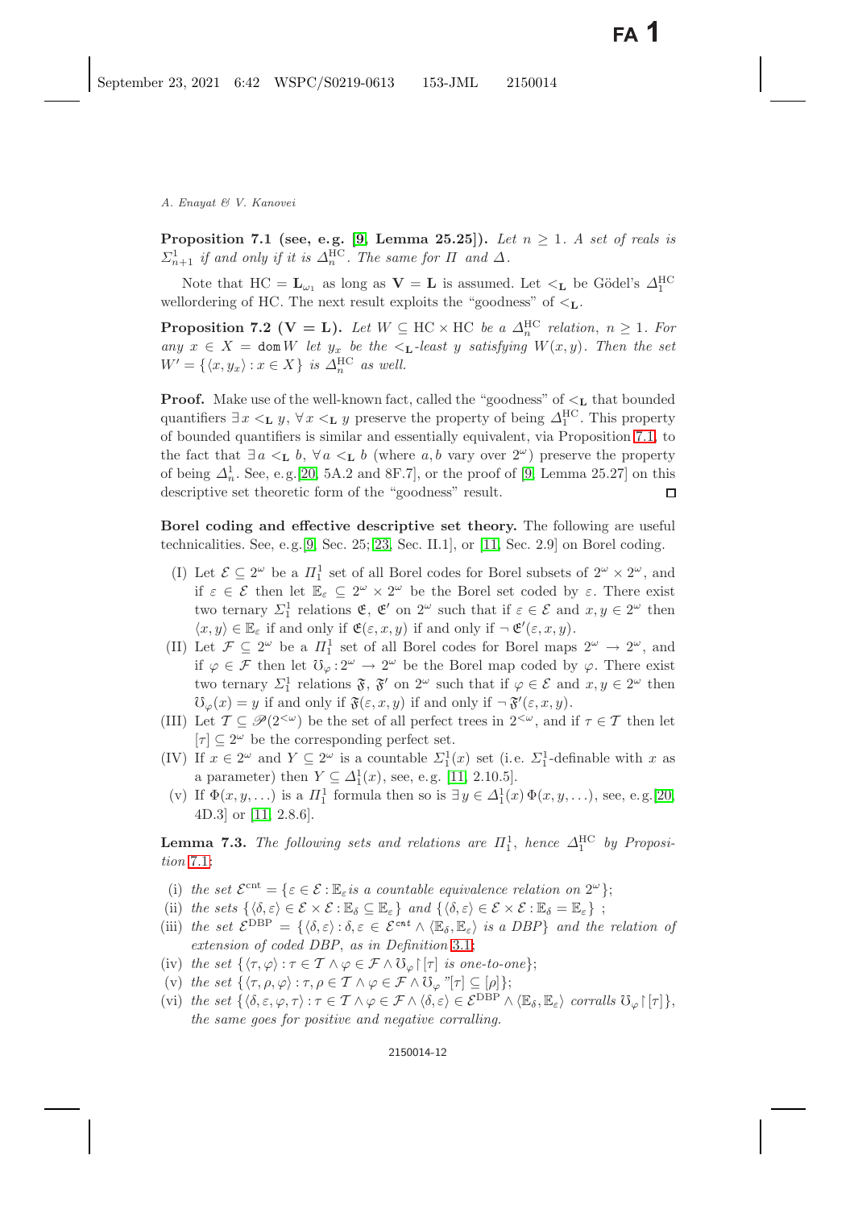**Proposition 7.1 (see, e.g. [9, Lemma 25.25]).** *Let $n \ge 1$. A set of reals is $\Sigma^1_{n+1}$ if and only if it is $\Delta^{\mathrm{HC}}_n$. The same for $\Pi$ and $\Delta$.*

Note that $\mathrm{HC} = \mathbf{L}_{\omega_1}$ as long as $\mathbf{V} = \mathbf{L}$ is assumed. Let $<_{\mathbf{L}}$ be Gödel's $\Delta^{\mathrm{HC}}_1$ wellordering of HC. The next result exploits the "goodness" of $<_{\mathbf{L}}$.

**Proposition 7.2 ($\mathbf{V} = \mathbf{L}$).** *Let $W \subseteq \mathrm{HC} \times \mathrm{HC}$ be a $\Delta^{\mathrm{HC}}_n$ relation, $n \ge 1$. For any $x \in X = \mathtt{dom}\, W$ let $y_x$ be the $<_{\mathbf{L}}$-least $y$ satisfying $W(x, y)$. Then the set $W' = \{\langle x, y_x\rangle : x \in X\}$ is $\Delta^{\mathrm{HC}}_n$ as well.*

**Proof.** Make use of the well-known fact, called the "goodness" of $<_{\mathbf{L}}$ that bounded quantifiers $\exists x <_{\mathbf{L}} y$, $\forall x <_{\mathbf{L}} y$ preserve the property of being $\Delta^{\mathrm{HC}}_1$. This property of bounded quantifiers is similar and essentially equivalent, via Proposition 7.1, to the fact that $\exists a <_{\mathbf{L}} b$, $\forall a <_{\mathbf{L}} b$ (where $a, b$ vary over $2^\omega$) preserve the property of being $\Delta^1_n$. See, e.g. [20, 5A.2 and 8F.7], or the proof of [9, Lemma 25.27] on this descriptive set theoretic form of the "goodness" result. □

**Borel coding and effective descriptive set theory.** The following are useful technicalities. See, e.g. [9, Sec. 25; 23, Sec. II.1], or [11, Sec. 2.9] on Borel coding.

- (I) Let $\mathcal{E} \subseteq 2^\omega$ be a $\Pi^1_1$ set of all Borel codes for Borel subsets of $2^\omega \times 2^\omega$, and if $\varepsilon \in \mathcal{E}$ then let $\mathbb{E}_\varepsilon \subseteq 2^\omega \times 2^\omega$ be the Borel set coded by $\varepsilon$. There exist two ternary $\Sigma^1_1$ relations $\mathfrak{E}$, $\mathfrak{E}'$ on $2^\omega$ such that if $\varepsilon \in \mathcal{E}$ and $x, y \in 2^\omega$ then $\langle x, y\rangle \in \mathbb{E}_\varepsilon$ if and only if $\mathfrak{E}(\varepsilon, x, y)$ if and only if $\neg\, \mathfrak{E}'(\varepsilon, x, y)$.
- (II) Let $\mathcal{F} \subseteq 2^\omega$ be a $\Pi^1_1$ set of all Borel codes for Borel maps $2^\omega \to 2^\omega$, and if $\varphi \in \mathcal{F}$ then let $\mho_\varphi : 2^\omega \to 2^\omega$ be the Borel map coded by $\varphi$. There exist two ternary $\Sigma^1_1$ relations $\mathfrak{F}$, $\mathfrak{F}'$ on $2^\omega$ such that if $\varphi \in \mathcal{E}$ and $x, y \in 2^\omega$ then $\mho_\varphi(x) = y$ if and only if $\mathfrak{F}(\varepsilon, x, y)$ if and only if $\neg\, \mathfrak{F}'(\varepsilon, x, y)$.
- (III) Let $\mathcal{T} \subseteq \mathscr{P}(2^{<\omega})$ be the set of all perfect trees in $2^{<\omega}$, and if $\tau \in \mathcal{T}$ then let $[\tau] \subseteq 2^\omega$ be the corresponding perfect set.
- (IV) If $x \in 2^\omega$ and $Y \subseteq 2^\omega$ is a countable $\Sigma^1_1(x)$ set (i.e. $\Sigma^1_1$-definable with $x$ as a parameter) then $Y \subseteq \Delta^1_1(x)$, see, e.g. [11, 2.10.5].
- (v) If $\Phi(x, y, \ldots)$ is a $\Pi^1_1$ formula then so is $\exists y \in \Delta^1_1(x)\, \Phi(x, y, \ldots)$, see, e.g. [20, 4D.3] or [11, 2.8.6].

**Lemma 7.3.** *The following sets and relations are $\Pi^1_1$, hence $\Delta^{\mathrm{HC}}_1$ by Proposition 7.1:*

- (i) *the set $\mathcal{E}^{\mathrm{cnt}} = \{\varepsilon \in \mathcal{E} : \mathbb{E}_\varepsilon$ is a countable equivalence relation on $2^\omega\}$;*
- (ii) *the sets $\{\langle \delta, \varepsilon\rangle \in \mathcal{E} \times \mathcal{E} : \mathbb{E}_\delta \subseteq \mathbb{E}_\varepsilon\}$ and $\{\langle \delta, \varepsilon\rangle \in \mathcal{E} \times \mathcal{E} : \mathbb{E}_\delta = \mathbb{E}_\varepsilon\}$ ;*
- (iii) *the set $\mathcal{E}^{\mathrm{DBP}} = \{\langle \delta, \varepsilon\rangle : \delta, \varepsilon \in \mathcal{E}^{\mathrm{cnt}} \wedge \langle \mathbb{E}_\delta, \mathbb{E}_\varepsilon\rangle$ is a DBP$\}$ and the relation of extension of coded DBP, as in Definition 3.1;*
- (iv) *the set $\{\langle \tau, \varphi\rangle : \tau \in \mathcal{T} \wedge \varphi \in \mathcal{F} \wedge \mho_\varphi \restriction [\tau]$ is one-to-one$\}$;*
- (v) *the set $\{\langle \tau, \rho, \varphi\rangle : \tau, \rho \in \mathcal{T} \wedge \varphi \in \mathcal{F} \wedge \mho_\varphi\, ``[\tau] \subseteq [\rho]\}$;*
- (vi) *the set $\{\langle \delta, \varepsilon, \varphi, \tau\rangle : \tau \in \mathcal{T} \wedge \varphi \in \mathcal{F} \wedge \langle \delta, \varepsilon\rangle \in \mathcal{E}^{\mathrm{DBP}} \wedge \langle \mathbb{E}_\delta, \mathbb{E}_\varepsilon\rangle$ corralls $\mho_\varphi \restriction [\tau]\}$, the same goes for positive and negative corralling.*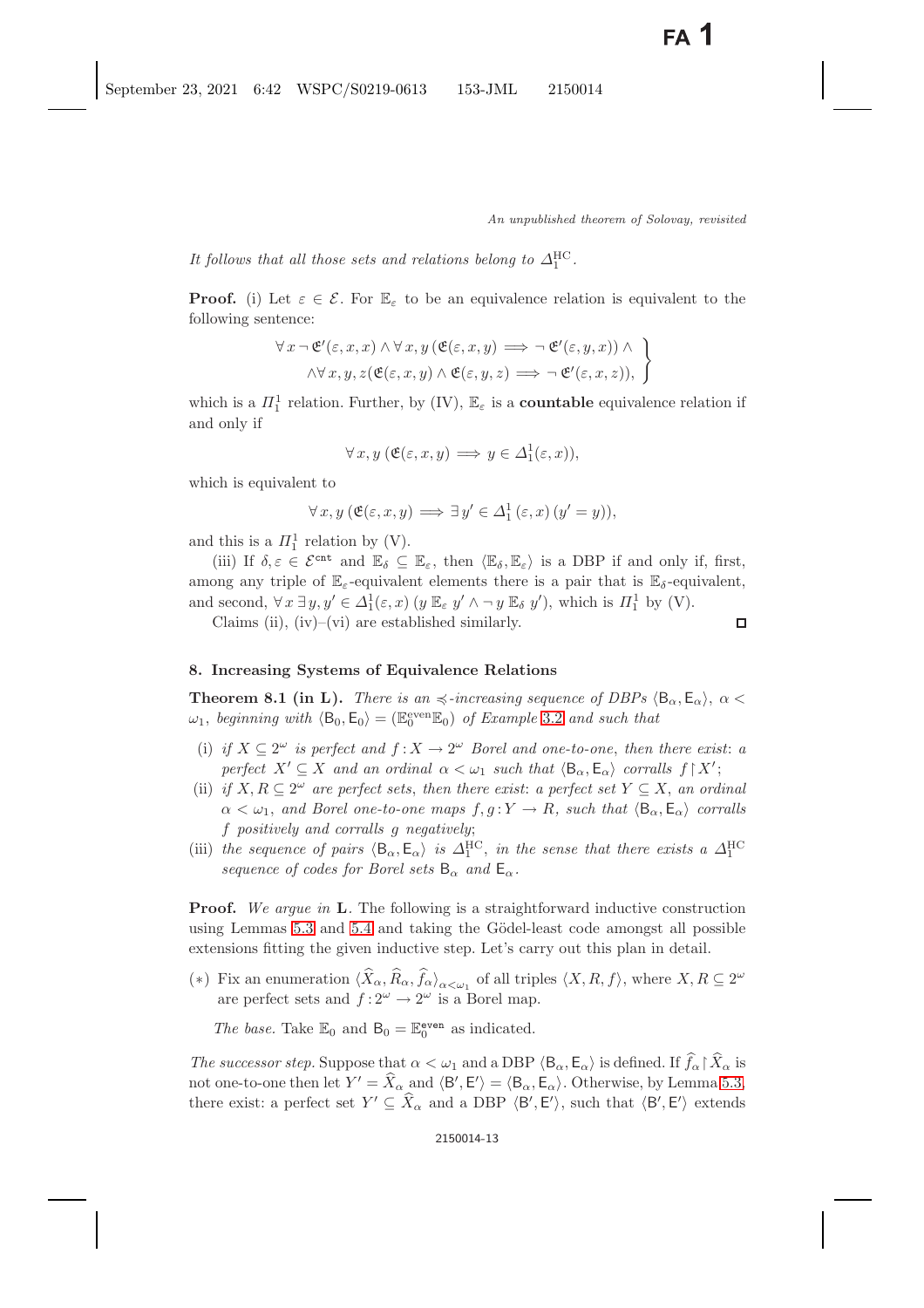*It follows that all those sets and relations belong to* $\varDelta_1^{\mathrm{HC}}$.

**Proof.** (i) Let $\varepsilon \in \mathcal{E}$. For $\mathbb{E}_\varepsilon$ to be an equivalence relation is equivalent to the following sentence:

$$\left.\begin{array}{c}\forall\, x\, \neg\, \mathfrak{E}'(\varepsilon, x, x) \wedge \forall\, x, y\, (\mathfrak{E}(\varepsilon, x, y) \implies \neg\, \mathfrak{E}'(\varepsilon, y, x)) \wedge \\ \wedge \forall\, x, y, z (\mathfrak{E}(\varepsilon, x, y) \wedge \mathfrak{E}(\varepsilon, y, z) \implies \neg\, \mathfrak{E}'(\varepsilon, x, z)),\end{array}\right\}$$

which is a $\varPi_1^1$ relation. Further, by (IV), $\mathbb{E}_\varepsilon$ is a **countable** equivalence relation if and only if

$$\forall\, x, y\, (\mathfrak{E}(\varepsilon, x, y) \implies y \in \varDelta_1^1(\varepsilon, x)),$$

which is equivalent to

$$\forall\, x, y\, (\mathfrak{E}(\varepsilon, x, y) \implies \exists\, y' \in \varDelta_1^1\, (\varepsilon, x)\, (y' = y)),$$

and this is a $\varPi_1^1$ relation by (V).

(iii) If $\delta, \varepsilon \in \mathcal{E}^{\mathtt{cnt}}$ and $\mathbb{E}_\delta \subseteq \mathbb{E}_\varepsilon$, then $\langle \mathbb{E}_\delta, \mathbb{E}_\varepsilon \rangle$ is a DBP if and only if, first, among any triple of $\mathbb{E}_\varepsilon$-equivalent elements there is a pair that is $\mathbb{E}_\delta$-equivalent, and second, $\forall\, x\, \exists\, y, y' \in \varDelta_1^1(\varepsilon, x)\, (y\, \mathbb{E}_\varepsilon\, y' \wedge \neg\, y\, \mathbb{E}_\delta\, y')$, which is $\varPi_1^1$ by (V).

Claims (ii), (iv)–(vi) are established similarly. □

## 8. Increasing Systems of Equivalence Relations

**Theorem 8.1 (in L).** *There is an* $\preccurlyeq$*-increasing sequence of DBPs* $\langle \mathsf{B}_\alpha, \mathsf{E}_\alpha \rangle$, $\alpha < \omega_1$, *beginning with* $\langle \mathsf{B}_0, \mathsf{E}_0 \rangle = (\mathbb{E}_0^{\mathrm{even}} \mathbb{E}_0)$ *of Example 3.2 and such that*

(i) *if* $X \subseteq 2^\omega$ *is perfect and* $f : X \to 2^\omega$ *Borel and one-to-one, then there exist: a perfect* $X' \subseteq X$ *and an ordinal* $\alpha < \omega_1$ *such that* $\langle \mathsf{B}_\alpha, \mathsf{E}_\alpha \rangle$ *corralls* $f \restriction X'$;

(ii) *if* $X, R \subseteq 2^\omega$ *are perfect sets, then there exist: a perfect set* $Y \subseteq X$, *an ordinal* $\alpha < \omega_1$, *and Borel one-to-one maps* $f, g : Y \to R$, *such that* $\langle \mathsf{B}_\alpha, \mathsf{E}_\alpha \rangle$ *corralls* $f$ *positively and corralls* $g$ *negatively*;

(iii) *the sequence of pairs* $\langle \mathsf{B}_\alpha, \mathsf{E}_\alpha \rangle$ *is* $\varDelta_1^{\mathrm{HC}}$, *in the sense that there exists a* $\varDelta_1^{\mathrm{HC}}$ *sequence of codes for Borel sets* $\mathsf{B}_\alpha$ *and* $\mathsf{E}_\alpha$.

**Proof.** *We argue in* **L**. The following is a straightforward inductive construction using Lemmas 5.3 and 5.4 and taking the Gödel-least code amongst all possible extensions fitting the given inductive step. Let's carry out this plan in detail.

($*$) Fix an enumeration $\langle \widehat{X}_\alpha, \widehat{R}_\alpha, \widehat{f}_\alpha \rangle_{\alpha < \omega_1}$ of all triples $\langle X, R, f \rangle$, where $X, R \subseteq 2^\omega$ are perfect sets and $f : 2^\omega \to 2^\omega$ is a Borel map.

*The base.* Take $\mathbb{E}_0$ and $\mathsf{B}_0 = \mathbb{E}_0^{\mathtt{even}}$ as indicated.

*The successor step.* Suppose that $\alpha < \omega_1$ and a DBP $\langle \mathsf{B}_\alpha, \mathsf{E}_\alpha \rangle$ is defined. If $\widehat{f}_\alpha \restriction \widehat{X}_\alpha$ is not one-to-one then let $Y' = \widehat{X}_\alpha$ and $\langle \mathsf{B}', \mathsf{E}' \rangle = \langle \mathsf{B}_\alpha, \mathsf{E}_\alpha \rangle$. Otherwise, by Lemma 5.3, there exist: a perfect set $Y' \subseteq \widehat{X}_\alpha$ and a DBP $\langle \mathsf{B}', \mathsf{E}' \rangle$, such that $\langle \mathsf{B}', \mathsf{E}' \rangle$ extends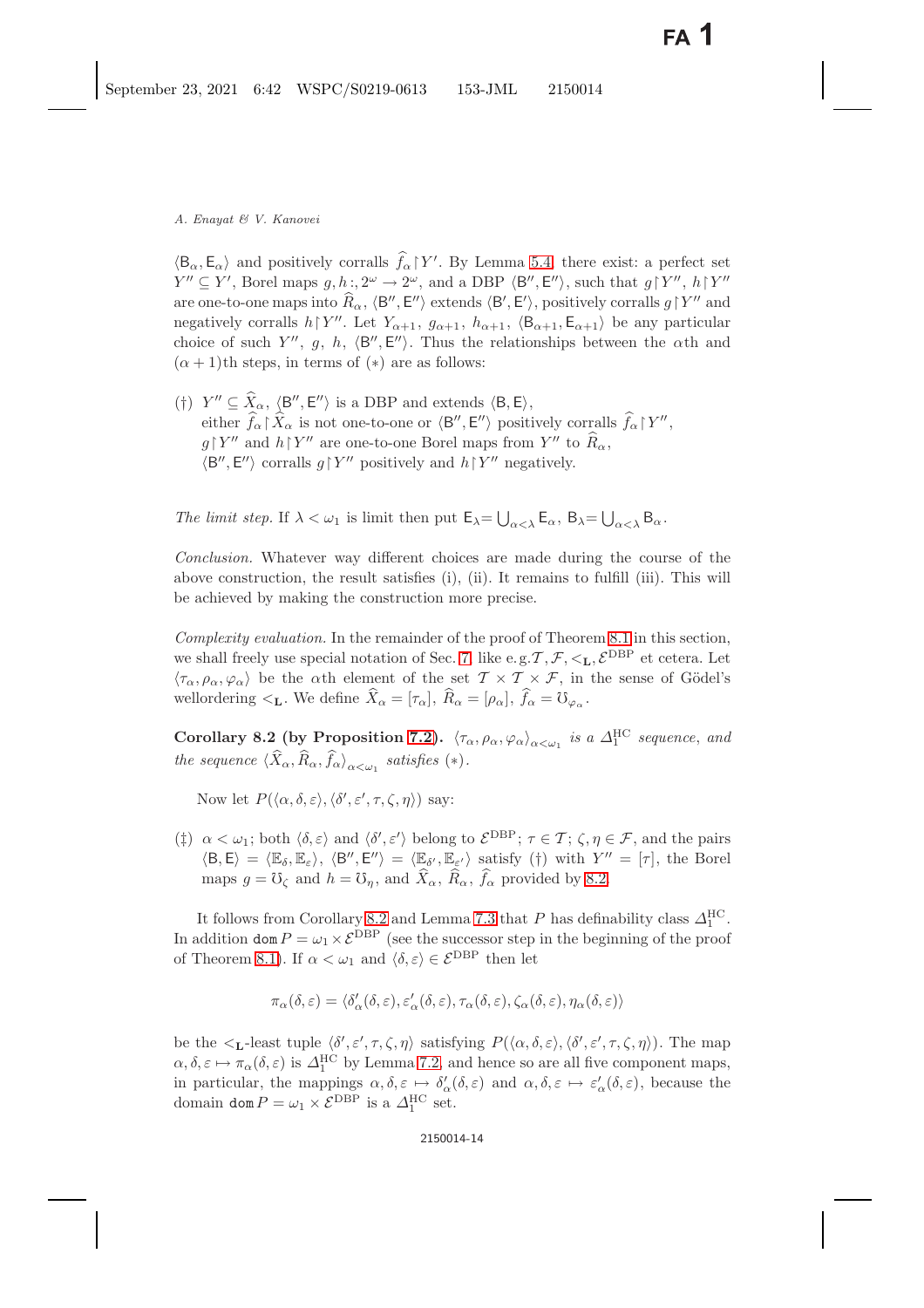$\langle \mathsf{B}_\alpha, \mathsf{E}_\alpha \rangle$ and positively corralls $\widehat{f}_\alpha \restriction Y'$. By Lemma 5.4, there exist: a perfect set $Y'' \subseteq Y'$, Borel maps $g, h :, 2^\omega \to 2^\omega$, and a DBP $\langle \mathsf{B}'', \mathsf{E}'' \rangle$, such that $g \restriction Y''$, $h \restriction Y''$ are one-to-one maps into $\widehat{R}_\alpha$, $\langle \mathsf{B}'', \mathsf{E}'' \rangle$ extends $\langle \mathsf{B}', \mathsf{E}' \rangle$, positively corralls $g \restriction Y''$ and negatively corralls $h \restriction Y''$. Let $Y_{\alpha+1}$, $g_{\alpha+1}$, $h_{\alpha+1}$, $\langle \mathsf{B}_{\alpha+1}, \mathsf{E}_{\alpha+1} \rangle$ be any particular choice of such $Y''$, $g$, $h$, $\langle \mathsf{B}'', \mathsf{E}'' \rangle$. Thus the relationships between the $\alpha$th and $(\alpha+1)$th steps, in terms of $(*)$ are as follows:

(†) $Y'' \subseteq \widehat{X}_\alpha$, $\langle \mathsf{B}'', \mathsf{E}'' \rangle$ is a DBP and extends $\langle \mathsf{B}, \mathsf{E} \rangle$,
either $\widehat{f}_\alpha \restriction \widehat{X}_\alpha$ is not one-to-one or $\langle \mathsf{B}'', \mathsf{E}'' \rangle$ positively corralls $\widehat{f}_\alpha \restriction Y''$,
$g \restriction Y''$ and $h \restriction Y''$ are one-to-one Borel maps from $Y''$ to $\widehat{R}_\alpha$,
$\langle \mathsf{B}'', \mathsf{E}'' \rangle$ corralls $g \restriction Y''$ positively and $h \restriction Y''$ negatively.

*The limit step.* If $\lambda < \omega_1$ is limit then put $\mathsf{E}_\lambda = \bigcup_{\alpha<\lambda} \mathsf{E}_\alpha$, $\mathsf{B}_\lambda = \bigcup_{\alpha<\lambda} \mathsf{B}_\alpha$.

*Conclusion.* Whatever way different choices are made during the course of the above construction, the result satisfies (i), (ii). It remains to fulfill (iii). This will be achieved by making the construction more precise.

*Complexity evaluation.* In the remainder of the proof of Theorem 8.1 in this section, we shall freely use special notation of Sec. 7, like e.g. $\mathcal{T}, \mathcal{F}, <_{\mathbf{L}}, \mathcal{E}^{\mathrm{DBP}}$ et cetera. Let $\langle \tau_\alpha, \rho_\alpha, \varphi_\alpha \rangle$ be the $\alpha$th element of the set $\mathcal{T} \times \mathcal{T} \times \mathcal{F}$, in the sense of Gödel's wellordering $<_{\mathbf{L}}$. We define $\widehat{X}_\alpha = [\tau_\alpha]$, $\widehat{R}_\alpha = [\rho_\alpha]$, $\widehat{f}_\alpha = \mho_{\varphi_\alpha}$.

**Corollary 8.2 (by Proposition 7.2).** *$\langle \tau_\alpha, \rho_\alpha, \varphi_\alpha \rangle_{\alpha<\omega_1}$ is a $\varDelta_1^{\mathrm{HC}}$ sequence, and the sequence $\langle \widehat{X}_\alpha, \widehat{R}_\alpha, \widehat{f}_\alpha \rangle_{\alpha<\omega_1}$ satisfies $(*)$.*

Now let $P(\langle \alpha, \delta, \varepsilon \rangle, \langle \delta', \varepsilon', \tau, \zeta, \eta \rangle)$ say:

(‡) $\alpha < \omega_1$; both $\langle \delta, \varepsilon \rangle$ and $\langle \delta', \varepsilon' \rangle$ belong to $\mathcal{E}^{\mathrm{DBP}}$; $\tau \in \mathcal{T}$; $\zeta, \eta \in \mathcal{F}$, and the pairs $\langle \mathsf{B}, \mathsf{E} \rangle = \langle \mathbb{E}_\delta, \mathbb{E}_\varepsilon \rangle$, $\langle \mathsf{B}'', \mathsf{E}'' \rangle = \langle \mathbb{E}_{\delta'}, \mathbb{E}_{\varepsilon'} \rangle$ satisfy (†) with $Y'' = [\tau]$, the Borel maps $g = \mho_\zeta$ and $h = \mho_\eta$, and $\widehat{X}_\alpha$, $\widehat{R}_\alpha$, $\widehat{f}_\alpha$ provided by 8.2.

It follows from Corollary 8.2 and Lemma 7.3 that $P$ has definability class $\varDelta_1^{\mathrm{HC}}$. In addition $\mathtt{dom}\, P = \omega_1 \times \mathcal{E}^{\mathrm{DBP}}$ (see the successor step in the beginning of the proof of Theorem 8.1). If $\alpha < \omega_1$ and $\langle \delta, \varepsilon \rangle \in \mathcal{E}^{\mathrm{DBP}}$ then let

$$\pi_\alpha(\delta, \varepsilon) = \langle \delta'_\alpha(\delta, \varepsilon), \varepsilon'_\alpha(\delta, \varepsilon), \tau_\alpha(\delta, \varepsilon), \zeta_\alpha(\delta, \varepsilon), \eta_\alpha(\delta, \varepsilon) \rangle$$

be the $<_{\mathbf{L}}$-least tuple $\langle \delta', \varepsilon', \tau, \zeta, \eta \rangle$ satisfying $P(\langle \alpha, \delta, \varepsilon \rangle, \langle \delta', \varepsilon', \tau, \zeta, \eta \rangle)$. The map $\alpha, \delta, \varepsilon \mapsto \pi_\alpha(\delta, \varepsilon)$ is $\varDelta_1^{\mathrm{HC}}$ by Lemma 7.2, and hence so are all five component maps, in particular, the mappings $\alpha, \delta, \varepsilon \mapsto \delta'_\alpha(\delta, \varepsilon)$ and $\alpha, \delta, \varepsilon \mapsto \varepsilon'_\alpha(\delta, \varepsilon)$, because the domain $\mathtt{dom}\, P = \omega_1 \times \mathcal{E}^{\mathrm{DBP}}$ is a $\varDelta_1^{\mathrm{HC}}$ set.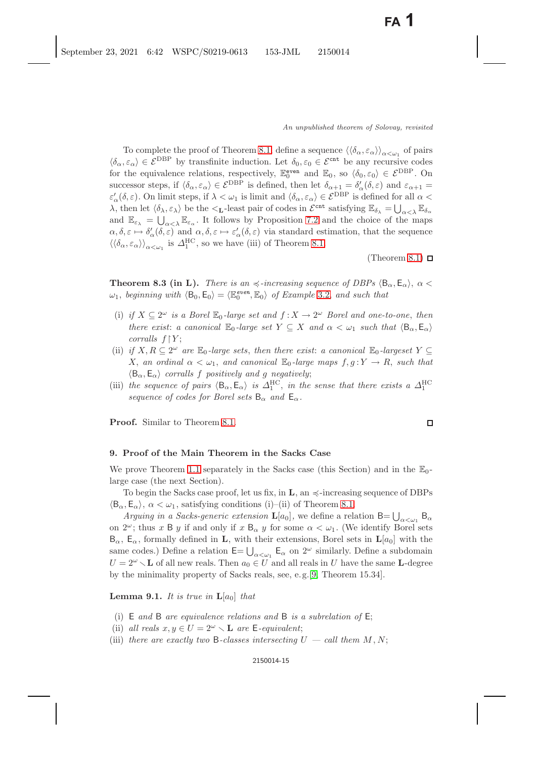To complete the proof of Theorem 8.1, define a sequence $\langle\langle\delta_\alpha,\varepsilon_\alpha\rangle\rangle_{\alpha<\omega_1}$ of pairs $\langle\delta_\alpha,\varepsilon_\alpha\rangle\in\mathcal{E}^{\mathrm{DBP}}$ by transfinite induction. Let $\delta_0,\varepsilon_0\in\mathcal{E}^{\mathtt{cnt}}$ be any recursive codes for the equivalence relations, respectively, $\mathbb{E}_0^{\mathtt{even}}$ and $\mathbb{E}_0$, so $\langle\delta_0,\varepsilon_0\rangle\in\mathcal{E}^{\mathrm{DBP}}$. On successor steps, if $\langle\delta_\alpha,\varepsilon_\alpha\rangle\in\mathcal{E}^{\mathrm{DBP}}$ is defined, then let $\delta_{\alpha+1}=\delta'_\alpha(\delta,\varepsilon)$ and $\varepsilon_{\alpha+1}=\varepsilon'_\alpha(\delta,\varepsilon)$. On limit steps, if $\lambda<\omega_1$ is limit and $\langle\delta_\alpha,\varepsilon_\alpha\rangle\in\mathcal{E}^{\mathrm{DBP}}$ is defined for all $\alpha<\lambda$, then let $\langle\delta_\lambda,\varepsilon_\lambda\rangle$ be the $<_{\mathbf{L}}$-least pair of codes in $\mathcal{E}^{\mathtt{cnt}}$ satisfying $\mathbb{E}_{\delta_\lambda}=\bigcup_{\alpha<\lambda}\mathbb{E}_{\delta_\alpha}$ and $\mathbb{E}_{\varepsilon_\lambda}=\bigcup_{\alpha<\lambda}\mathbb{E}_{\varepsilon_\alpha}$. It follows by Proposition 7.2 and the choice of the maps $\alpha,\delta,\varepsilon\mapsto\delta'_\alpha(\delta,\varepsilon)$ and $\alpha,\delta,\varepsilon\mapsto\varepsilon'_\alpha(\delta,\varepsilon)$ via standard estimation, that the sequence $\langle\langle\delta_\alpha,\varepsilon_\alpha\rangle\rangle_{\alpha<\omega_1}$ is $\Delta_1^{\mathrm{HC}}$, so we have (iii) of Theorem 8.1.

(Theorem 8.1) □

**Theorem 8.3 (in L).** *There is an $\preccurlyeq$-increasing sequence of DBPs $\langle\mathsf{B}_\alpha,\mathsf{E}_\alpha\rangle$, $\alpha<\omega_1$, beginning with $\langle\mathsf{B}_0,\mathsf{E}_0\rangle=\langle\mathbb{E}_0^{\mathtt{even}},\mathbb{E}_0\rangle$ of Example 3.2, and such that*

- (i) *if $X\subseteq 2^\omega$ is a Borel $\mathbb{E}_0$-large set and $f:X\to 2^\omega$ Borel and one-to-one, then there exist: a canonical $\mathbb{E}_0$-large set $Y\subseteq X$ and $\alpha<\omega_1$ such that $\langle\mathsf{B}_\alpha,\mathsf{E}_\alpha\rangle$ corralls $f\restriction Y$;*
- (ii) *if $X,R\subseteq 2^\omega$ are $\mathbb{E}_0$-large sets, then there exist: a canonical $\mathbb{E}_0$-largeset $Y\subseteq X$, an ordinal $\alpha<\omega_1$, and canonical $\mathbb{E}_0$-large maps $f,g:Y\to R$, such that $\langle\mathsf{B}_\alpha,\mathsf{E}_\alpha\rangle$ corralls $f$ positively and $g$ negatively;*
- (iii) *the sequence of pairs $\langle\mathsf{B}_\alpha,\mathsf{E}_\alpha\rangle$ is $\Delta_1^{\mathrm{HC}}$, in the sense that there exists a $\Delta_1^{\mathrm{HC}}$ sequence of codes for Borel sets $\mathsf{B}_\alpha$ and $\mathsf{E}_\alpha$.*

**Proof.** Similar to Theorem 8.1. □

## 9. Proof of the Main Theorem in the Sacks Case

We prove Theorem 1.1 separately in the Sacks case (this Section) and in the $\mathbb{E}_0$-large case (the next Section).

To begin the Sacks case proof, let us fix, in $\mathbf{L}$, an $\preccurlyeq$-increasing sequence of DBPs $\langle\mathsf{B}_\alpha,\mathsf{E}_\alpha\rangle$, $\alpha<\omega_1$, satisfying conditions (i)–(ii) of Theorem 8.1.

*Arguing in a Sacks-generic extension* $\mathbf{L}[a_0]$, we define a relation $\mathsf{B}=\bigcup_{\alpha<\omega_1}\mathsf{B}_\alpha$ on $2^\omega$; thus $x\ \mathsf{B}\ y$ if and only if $x\ \mathsf{B}_\alpha\ y$ for some $\alpha<\omega_1$. (We identify Borel sets $\mathsf{B}_\alpha$, $\mathsf{E}_\alpha$, formally defined in $\mathbf{L}$, with their extensions, Borel sets in $\mathbf{L}[a_0]$ with the same codes.) Define a relation $\mathsf{E}=\bigcup_{\alpha<\omega_1}\mathsf{E}_\alpha$ on $2^\omega$ similarly. Define a subdomain $U=2^\omega\smallsetminus\mathbf{L}$ of all new reals. Then $a_0\in U$ and all reals in $U$ have the same $\mathbf{L}$-degree by the minimality property of Sacks reals, see, e.g. [9, Theorem 15.34].

**Lemma 9.1.** *It is true in $\mathbf{L}[a_0]$ that*

- (i) *$\mathsf{E}$ and $\mathsf{B}$ are equivalence relations and $\mathsf{B}$ is a subrelation of $\mathsf{E}$;*
- (ii) *all reals $x,y\in U=2^\omega\smallsetminus\mathbf{L}$ are $\mathsf{E}$-equivalent;*
- (iii) *there are exactly two $\mathsf{B}$-classes intersecting $U$ — call them $M,N$;*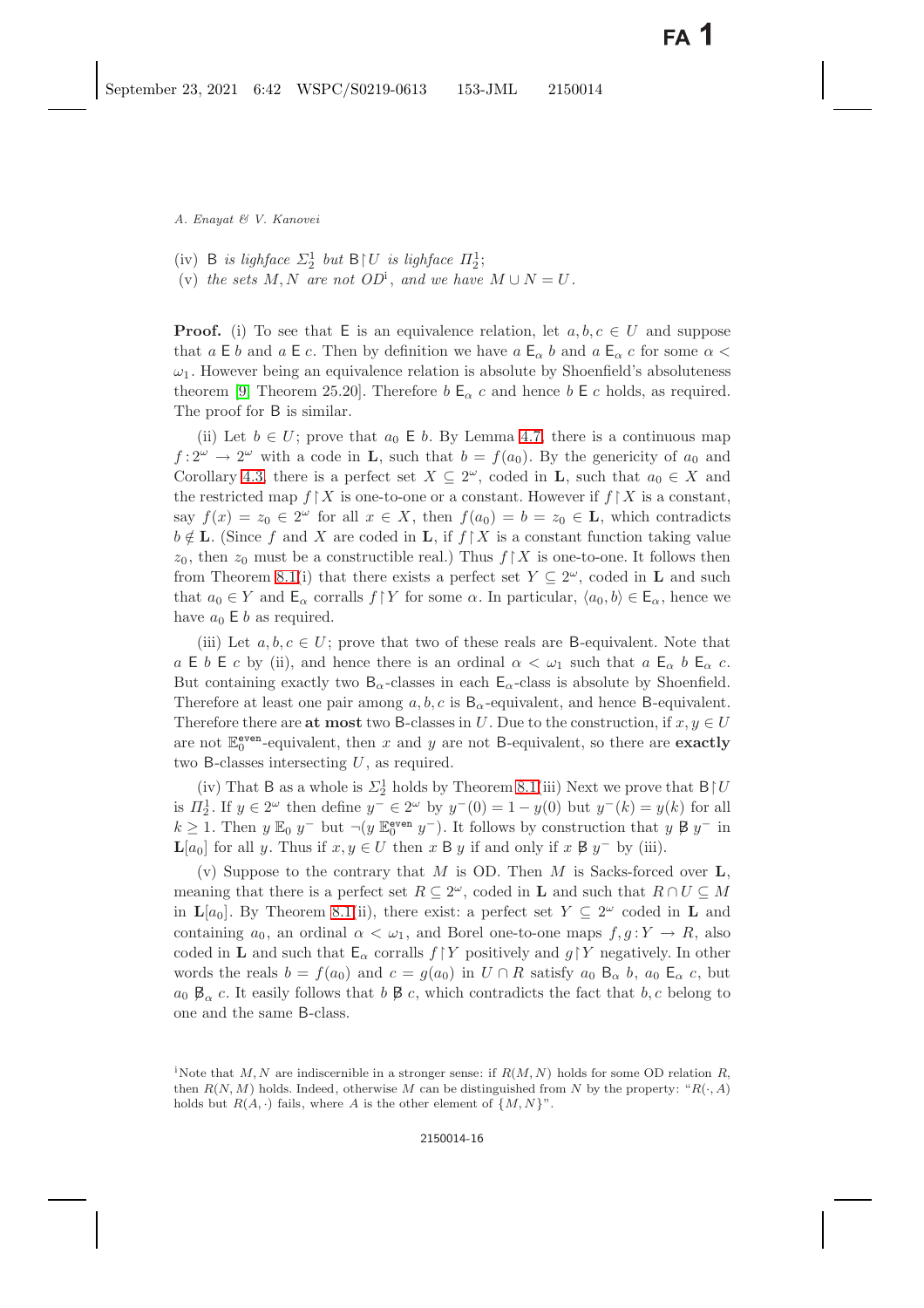(iv) $\mathsf{B}$ *is lighface* $\Sigma^1_2$ *but* $\mathsf{B}\restriction U$ *is lighface* $\Pi^1_2$;

(v) *the sets* $M, N$ *are not OD*[i], *and we have* $M \cup N = U$.

**Proof.** (i) To see that $\mathsf{E}$ is an equivalence relation, let $a, b, c \in U$ and suppose that $a \mathrel{\mathsf{E}} b$ and $a \mathrel{\mathsf{E}} c$. Then by definition we have $a \mathrel{\mathsf{E}_\alpha} b$ and $a \mathrel{\mathsf{E}_\alpha} c$ for some $\alpha < \omega_1$. However being an equivalence relation is absolute by Shoenfield's absoluteness theorem [9, Theorem 25.20]. Therefore $b \mathrel{\mathsf{E}_\alpha} c$ and hence $b \mathrel{\mathsf{E}} c$ holds, as required. The proof for $\mathsf{B}$ is similar.

(ii) Let $b \in U$; prove that $a_0 \mathrel{\mathsf{E}} b$. By Lemma 4.7, there is a continuous map $f : 2^\omega \to 2^\omega$ with a code in $\mathbf{L}$, such that $b = f(a_0)$. By the genericity of $a_0$ and Corollary 4.3, there is a perfect set $X \subseteq 2^\omega$, coded in $\mathbf{L}$, such that $a_0 \in X$ and the restricted map $f\restriction X$ is one-to-one or a constant. However if $f\restriction X$ is a constant, say $f(x) = z_0 \in 2^\omega$ for all $x \in X$, then $f(a_0) = b = z_0 \in \mathbf{L}$, which contradicts $b \notin \mathbf{L}$. (Since $f$ and $X$ are coded in $\mathbf{L}$, if $f\restriction X$ is a constant function taking value $z_0$, then $z_0$ must be a constructible real.) Thus $f\restriction X$ is one-to-one. It follows then from Theorem 8.1(i) that there exists a perfect set $Y \subseteq 2^\omega$, coded in $\mathbf{L}$ and such that $a_0 \in Y$ and $\mathsf{E}_\alpha$ corralls $f\restriction Y$ for some $\alpha$. In particular, $\langle a_0, b\rangle \in \mathsf{E}_\alpha$, hence we have $a_0 \mathrel{\mathsf{E}} b$ as required.

(iii) Let $a, b, c \in U$; prove that two of these reals are $\mathsf{B}$-equivalent. Note that $a \mathrel{\mathsf{E}} b \mathrel{\mathsf{E}} c$ by (ii), and hence there is an ordinal $\alpha < \omega_1$ such that $a \mathrel{\mathsf{E}_\alpha} b \mathrel{\mathsf{E}_\alpha} c$. But containing exactly two $\mathsf{B}_\alpha$-classes in each $\mathsf{E}_\alpha$-class is absolute by Shoenfield. Therefore at least one pair among $a, b, c$ is $\mathsf{B}_\alpha$-equivalent, and hence $\mathsf{B}$-equivalent. Therefore there are **at most** two $\mathsf{B}$-classes in $U$. Due to the construction, if $x, y \in U$ are not $\mathbb{E}_0^{\mathsf{even}}$-equivalent, then $x$ and $y$ are not $\mathsf{B}$-equivalent, so there are **exactly** two $\mathsf{B}$-classes intersecting $U$, as required.

(iv) That $\mathsf{B}$ as a whole is $\Sigma^1_2$ holds by Theorem 8.1(iii) Next we prove that $\mathsf{B}\restriction U$ is $\Pi^1_2$. If $y \in 2^\omega$ then define $y^- \in 2^\omega$ by $y^-(0) = 1 - y(0)$ but $y^-(k) = y(k)$ for all $k \geq 1$. Then $y \mathrel{\mathbb{E}_0} y^-$ but $\neg(y \mathrel{\mathbb{E}_0^{\mathsf{even}}} y^-)$. It follows by construction that $y \mathrel{\not\mathsf{B}} y^-$ in $\mathbf{L}[a_0]$ for all $y$. Thus if $x, y \in U$ then $x \mathrel{\mathsf{B}} y$ if and only if $x \mathrel{\not\mathsf{B}} y^-$ by (iii).

(v) Suppose to the contrary that $M$ is OD. Then $M$ is Sacks-forced over $\mathbf{L}$, meaning that there is a perfect set $R \subseteq 2^\omega$, coded in $\mathbf{L}$ and such that $R \cap U \subseteq M$ in $\mathbf{L}[a_0]$. By Theorem 8.1(ii), there exist: a perfect set $Y \subseteq 2^\omega$ coded in $\mathbf{L}$ and containing $a_0$, an ordinal $\alpha < \omega_1$, and Borel one-to-one maps $f, g : Y \to R$, also coded in $\mathbf{L}$ and such that $\mathsf{E}_\alpha$ corralls $f\restriction Y$ positively and $g\restriction Y$ negatively. In other words the reals $b = f(a_0)$ and $c = g(a_0)$ in $U \cap R$ satisfy $a_0 \mathrel{\mathsf{B}_\alpha} b$, $a_0 \mathrel{\mathsf{E}_\alpha} c$, but $a_0 \mathrel{\not\mathsf{B}_\alpha} c$. It easily follows that $b \mathrel{\not\mathsf{B}} c$, which contradicts the fact that $b, c$ belong to one and the same $\mathsf{B}$-class.

[i]Note that $M, N$ are indiscernible in a stronger sense: if $R(M, N)$ holds for some OD relation $R$, then $R(N, M)$ holds. Indeed, otherwise $M$ can be distinguished from $N$ by the property: "$R(\cdot, A)$ holds but $R(A, \cdot)$ fails, where $A$ is the other element of $\{M, N\}$".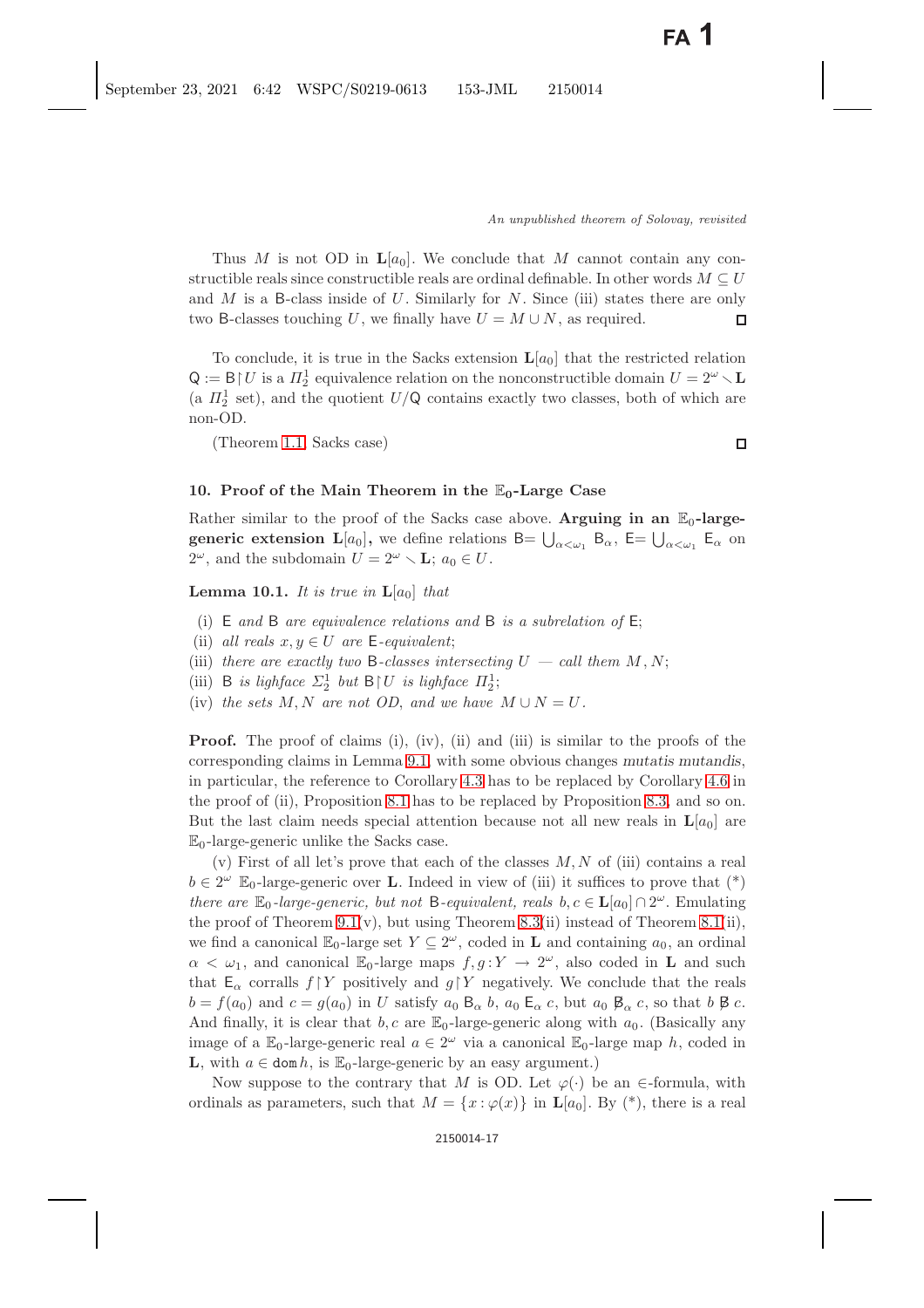Thus $M$ is not OD in $\mathbf{L}[a_0]$. We conclude that $M$ cannot contain any constructible reals since constructible reals are ordinal definable. In other words $M \subseteq U$ and $M$ is a $\mathsf{B}$-class inside of $U$. Similarly for $N$. Since (iii) states there are only two $\mathsf{B}$-classes touching $U$, we finally have $U = M \cup N$, as required. $\square$

To conclude, it is true in the Sacks extension $\mathbf{L}[a_0]$ that the restricted relation $\mathsf{Q} := \mathsf{B}\restriction U$ is a $\Pi^1_2$ equivalence relation on the nonconstructible domain $U = 2^\omega \smallsetminus \mathbf{L}$ (a $\Pi^1_2$ set), and the quotient $U/\mathsf{Q}$ contains exactly two classes, both of which are non-OD.

(Theorem 1.1, Sacks case) $\square$

## 10. Proof of the Main Theorem in the $\mathbb{E}_0$-Large Case

Rather similar to the proof of the Sacks case above. **Arguing in an $\mathbb{E}_0$-large-generic extension $\mathbf{L}[a_0]$,** we define relations $\mathsf{B} = \bigcup_{\alpha<\omega_1} \mathsf{B}_\alpha$, $\mathsf{E} = \bigcup_{\alpha<\omega_1} \mathsf{E}_\alpha$ on $2^\omega$, and the subdomain $U = 2^\omega \smallsetminus \mathbf{L}$; $a_0 \in U$.

**Lemma 10.1.** *It is true in $\mathbf{L}[a_0]$ that*

- (i) *$\mathsf{E}$ and $\mathsf{B}$ are equivalence relations and $\mathsf{B}$ is a subrelation of $\mathsf{E}$;*
- (ii) *all reals $x, y \in U$ are $\mathsf{E}$-equivalent;*
- (iii) *there are exactly two $\mathsf{B}$-classes intersecting $U$ — call them $M, N$;*
- (iii) *$\mathsf{B}$ is lighface $\Sigma^1_2$ but $\mathsf{B}\restriction U$ is lighface $\Pi^1_2$;*
- (iv) *the sets $M, N$ are not OD, and we have $M \cup N = U$.*

**Proof.** The proof of claims (i), (iv), (ii) and (iii) is similar to the proofs of the corresponding claims in Lemma 9.1, with some obvious changes *mutatis mutandis*, in particular, the reference to Corollary 4.3 has to be replaced by Corollary 4.6 in the proof of (ii), Proposition 8.1 has to be replaced by Proposition 8.3, and so on. But the last claim needs special attention because not all new reals in $\mathbf{L}[a_0]$ are $\mathbb{E}_0$-large-generic unlike the Sacks case.

(v) First of all let's prove that each of the classes $M, N$ of (iii) contains a real $b \in 2^\omega$ $\mathbb{E}_0$-large-generic over $\mathbf{L}$. Indeed in view of (iii) it suffices to prove that (\*) *there are $\mathbb{E}_0$-large-generic, but not $\mathsf{B}$-equivalent, reals $b, c \in \mathbf{L}[a_0] \cap 2^\omega$.* Emulating the proof of Theorem 9.1(v), but using Theorem 8.3(ii) instead of Theorem 8.1(ii), we find a canonical $\mathbb{E}_0$-large set $Y \subseteq 2^\omega$, coded in $\mathbf{L}$ and containing $a_0$, an ordinal $\alpha < \omega_1$, and canonical $\mathbb{E}_0$-large maps $f, g : Y \to 2^\omega$, also coded in $\mathbf{L}$ and such that $\mathsf{E}_\alpha$ corralls $f\restriction Y$ positively and $g\restriction Y$ negatively. We conclude that the reals $b = f(a_0)$ and $c = g(a_0)$ in $U$ satisfy $a_0 \mathrel{\mathsf{B}_\alpha} b$, $a_0 \mathrel{\mathsf{E}_\alpha} c$, but $a_0 \not\mathrel{\mathsf{B}}_\alpha c$, so that $b \not\mathrel{\mathsf{B}} c$. And finally, it is clear that $b, c$ are $\mathbb{E}_0$-large-generic along with $a_0$. (Basically any image of a $\mathbb{E}_0$-large-generic real $a \in 2^\omega$ via a canonical $\mathbb{E}_0$-large map $h$, coded in $\mathbf{L}$, with $a \in \operatorname{dom} h$, is $\mathbb{E}_0$-large-generic by an easy argument.)

Now suppose to the contrary that $M$ is OD. Let $\varphi(\cdot)$ be an $\in$-formula, with ordinals as parameters, such that $M = \{x : \varphi(x)\}$ in $\mathbf{L}[a_0]$. By (\*), there is a real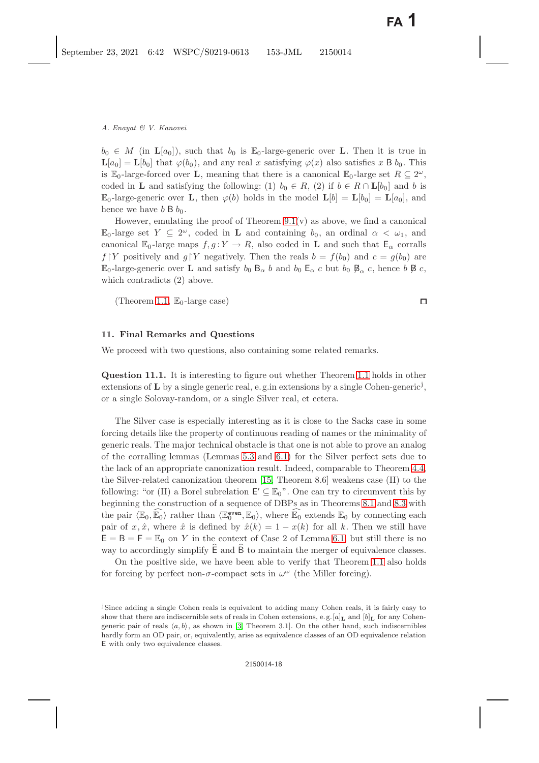$b_0 \in M$ (in $\mathbf{L}[a_0]$), such that $b_0$ is $\mathbb{E}_0$-large-generic over $\mathbf{L}$. Then it is true in $\mathbf{L}[a_0] = \mathbf{L}[b_0]$ that $\varphi(b_0)$, and any real $x$ satisfying $\varphi(x)$ also satisfies $x \mathsf{B} b_0$. This is $\mathbb{E}_0$-large-forced over $\mathbf{L}$, meaning that there is a canonical $\mathbb{E}_0$-large set $R \subseteq 2^\omega$, coded in $\mathbf{L}$ and satisfying the following: (1) $b_0 \in R$, (2) if $b \in R \cap \mathbf{L}[b_0]$ and $b$ is $\mathbb{E}_0$-large-generic over $\mathbf{L}$, then $\varphi(b)$ holds in the model $\mathbf{L}[b] = \mathbf{L}[b_0] = \mathbf{L}[a_0]$, and hence we have $b \mathsf{B} b_0$.

However, emulating the proof of Theorem 9.1(v) as above, we find a canonical $\mathbb{E}_0$-large set $Y \subseteq 2^\omega$, coded in $\mathbf{L}$ and containing $b_0$, an ordinal $\alpha < \omega_1$, and canonical $\mathbb{E}_0$-large maps $f, g : Y \to R$, also coded in $\mathbf{L}$ and such that $\mathsf{E}_\alpha$ corralls $f \restriction Y$ positively and $g \restriction Y$ negatively. Then the reals $b = f(b_0)$ and $c = g(b_0)$ are $\mathbb{E}_0$-large-generic over $\mathbf{L}$ and satisfy $b_0 \mathsf{B}_\alpha b$ and $b_0 \mathsf{E}_\alpha c$ but $b_0 \not\mathsf{B}_\alpha c$, hence $b \not\mathsf{B} c$, which contradicts (2) above.

(Theorem 1.1, $\mathbb{E}_0$-large case) □

## 11. Final Remarks and Questions

We proceed with two questions, also containing some related remarks.

**Question 11.1.** It is interesting to figure out whether Theorem 1.1 holds in other extensions of $\mathbf{L}$ by a single generic real, e.g. in extensions by a single Cohen-generic[j], or a single Solovay-random, or a single Silver real, et cetera.

The Silver case is especially interesting as it is close to the Sacks case in some forcing details like the property of continuous reading of names or the minimality of generic reals. The major technical obstacle is that one is not able to prove an analog of the corralling lemmas (Lemmas 5.3 and 6.1) for the Silver perfect sets due to the lack of an appropriate canonization result. Indeed, comparable to Theorem 4.4, the Silver-related canonization theorem [15, Theorem 8.6] weakens case (II) to the following: "or (II) a Borel subrelation $\mathsf{E}' \subseteq \mathbb{E}_0$". One can try to circumvent this by beginning the construction of a sequence of DBPs as in Theorems 8.1 and 8.3 with the pair $\langle \mathbb{E}_0, \widehat{\mathbb{E}_0} \rangle$ rather than $\langle \mathbb{E}_0^{\mathtt{even}}, \mathbb{E}_0 \rangle$, where $\widehat{\mathbb{E}_0}$ extends $\mathbb{E}_0$ by connecting each pair of $x, \hat{x}$, where $\hat{x}$ is defined by $\hat{x}(k) = 1 - x(k)$ for all $k$. Then we still have $\mathsf{E} = \mathsf{B} = \mathsf{F} = \mathbb{E}_0$ on $Y$ in the context of Case 2 of Lemma 6.1, but still there is no way to accordingly simplify $\widehat{\mathsf{E}}$ and $\widehat{\mathsf{B}}$ to maintain the merger of equivalence classes.

On the positive side, we have been able to verify that Theorem 1.1 also holds for forcing by perfect non-$\sigma$-compact sets in $\omega^\omega$ (the Miller forcing).

[j] Since adding a single Cohen reals is equivalent to adding many Cohen reals, it is fairly easy to show that there are indiscernible sets of reals in Cohen extensions, e.g. $[a]_{\mathbf{L}}$ and $[b]_{\mathbf{L}}$ for any Cohen-generic pair of reals $\langle a, b \rangle$, as shown in [3, Theorem 3.1]. On the other hand, such indiscernibles hardly form an OD pair, or, equivalently, arise as equivalence classes of an OD equivalence relation $\mathsf{E}$ with only two equivalence classes.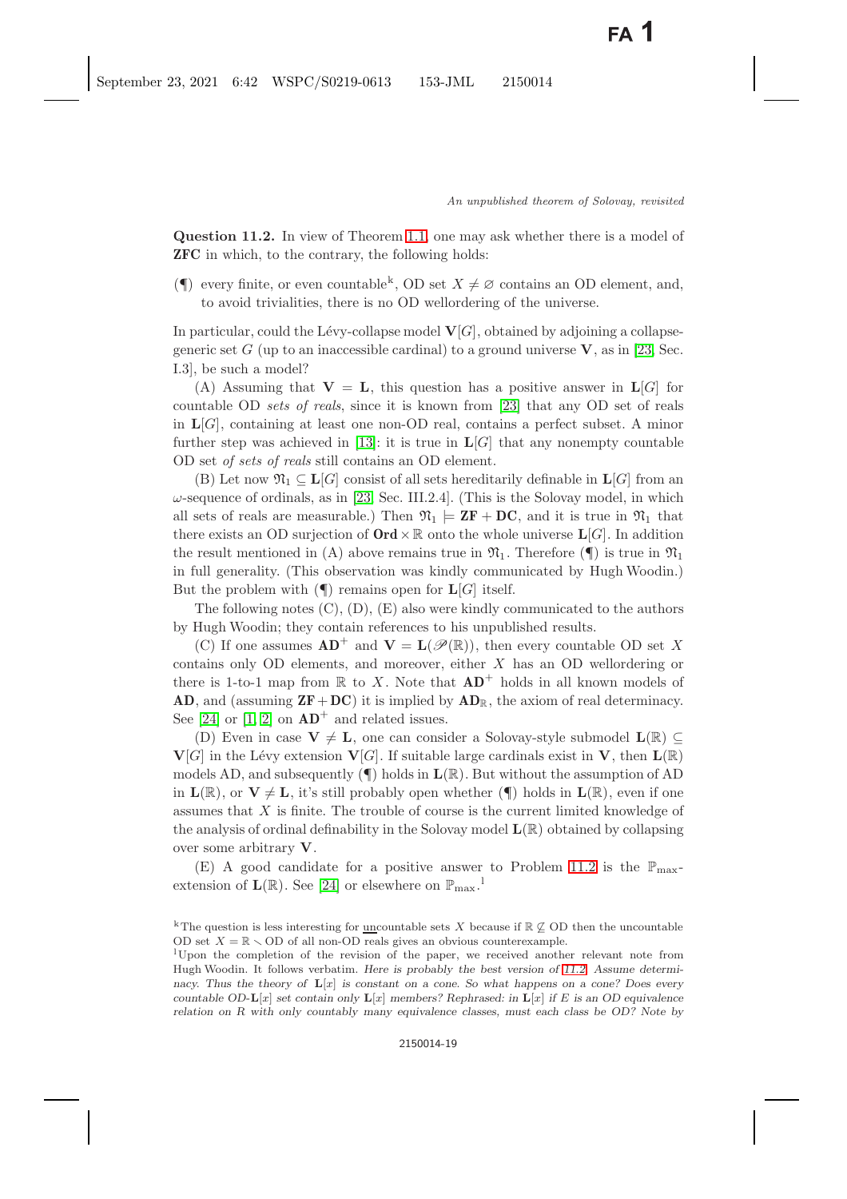**Question 11.2.** In view of Theorem 1.1, one may ask whether there is a model of **ZFC** in which, to the contrary, the following holds:

(¶) every finite, or even countable[k], OD set $X \neq \varnothing$ contains an OD element, and, to avoid trivialities, there is no OD wellordering of the universe.

In particular, could the Lévy-collapse model $\mathbf{V}[G]$, obtained by adjoining a collapse-generic set $G$ (up to an inaccessible cardinal) to a ground universe $\mathbf{V}$, as in [23, Sec. I.3], be such a model?

(A) Assuming that $\mathbf{V} = \mathbf{L}$, this question has a positive answer in $\mathbf{L}[G]$ for countable OD *sets of reals*, since it is known from [23] that any OD set of reals in $\mathbf{L}[G]$, containing at least one non-OD real, contains a perfect subset. A minor further step was achieved in [13]: it is true in $\mathbf{L}[G]$ that any nonempty countable OD set *of sets of reals* still contains an OD element.

(B) Let now $\mathfrak{N}_1 \subseteq \mathbf{L}[G]$ consist of all sets hereditarily definable in $\mathbf{L}[G]$ from an $\omega$-sequence of ordinals, as in [23, Sec. III.2.4]. (This is the Solovay model, in which all sets of reals are measurable.) Then $\mathfrak{N}_1 \models \mathbf{ZF} + \mathbf{DC}$, and it is true in $\mathfrak{N}_1$ that there exists an OD surjection of $\mathbf{Ord} \times \mathbb{R}$ onto the whole universe $\mathbf{L}[G]$. In addition the result mentioned in (A) above remains true in $\mathfrak{N}_1$. Therefore (¶) is true in $\mathfrak{N}_1$ in full generality. (This observation was kindly communicated by Hugh Woodin.) But the problem with (¶) remains open for $\mathbf{L}[G]$ itself.

The following notes (C), (D), (E) also were kindly communicated to the authors by Hugh Woodin; they contain references to his unpublished results.

(C) If one assumes $\mathbf{AD}^+$ and $\mathbf{V} = \mathbf{L}(\mathscr{P}(\mathbb{R}))$, then every countable OD set $X$ contains only OD elements, and moreover, either $X$ has an OD wellordering or there is 1-to-1 map from $\mathbb{R}$ to $X$. Note that $\mathbf{AD}^+$ holds in all known models of **AD**, and (assuming $\mathbf{ZF} + \mathbf{DC}$) it is implied by $\mathbf{AD}_{\mathbb{R}}$, the axiom of real determinacy. See [24] or [1, 2] on $\mathbf{AD}^+$ and related issues.

(D) Even in case $\mathbf{V} \neq \mathbf{L}$, one can consider a Solovay-style submodel $\mathbf{L}(\mathbb{R}) \subseteq \mathbf{V}[G]$ in the Lévy extension $\mathbf{V}[G]$. If suitable large cardinals exist in $\mathbf{V}$, then $\mathbf{L}(\mathbb{R})$ models AD, and subsequently (¶) holds in $\mathbf{L}(\mathbb{R})$. But without the assumption of AD in $\mathbf{L}(\mathbb{R})$, or $\mathbf{V} \neq \mathbf{L}$, it's still probably open whether (¶) holds in $\mathbf{L}(\mathbb{R})$, even if one assumes that $X$ is finite. The trouble of course is the current limited knowledge of the analysis of ordinal definability in the Solovay model $\mathbf{L}(\mathbb{R})$ obtained by collapsing over some arbitrary $\mathbf{V}$.

(E) A good candidate for a positive answer to Problem 11.2 is the $\mathbb{P}_{\max}$-extension of $\mathbf{L}(\mathbb{R})$. See [24] or elsewhere on $\mathbb{P}_{\max}$.[l]

---

[k] The question is less interesting for uncountable sets $X$ because if $\mathbb{R} \not\subseteq \text{OD}$ then the uncountable OD set $X = \mathbb{R} \smallsetminus \text{OD}$ of all non-OD reals gives an obvious counterexample.

[l] Upon the completion of the revision of the paper, we received another relevant note from Hugh Woodin. It follows verbatim. *Here is probably the best version of 11.2. Assume determinacy. Thus the theory of $\mathbf{L}[x]$ is constant on a cone. So what happens on a cone? Does every countable OD-$\mathbf{L}[x]$ set contain only $\mathbf{L}[x]$ members? Rephrased: in $\mathbf{L}[x]$ if $E$ is an OD equivalence relation on $R$ with only countably many equivalence classes, must each class be OD? Note by*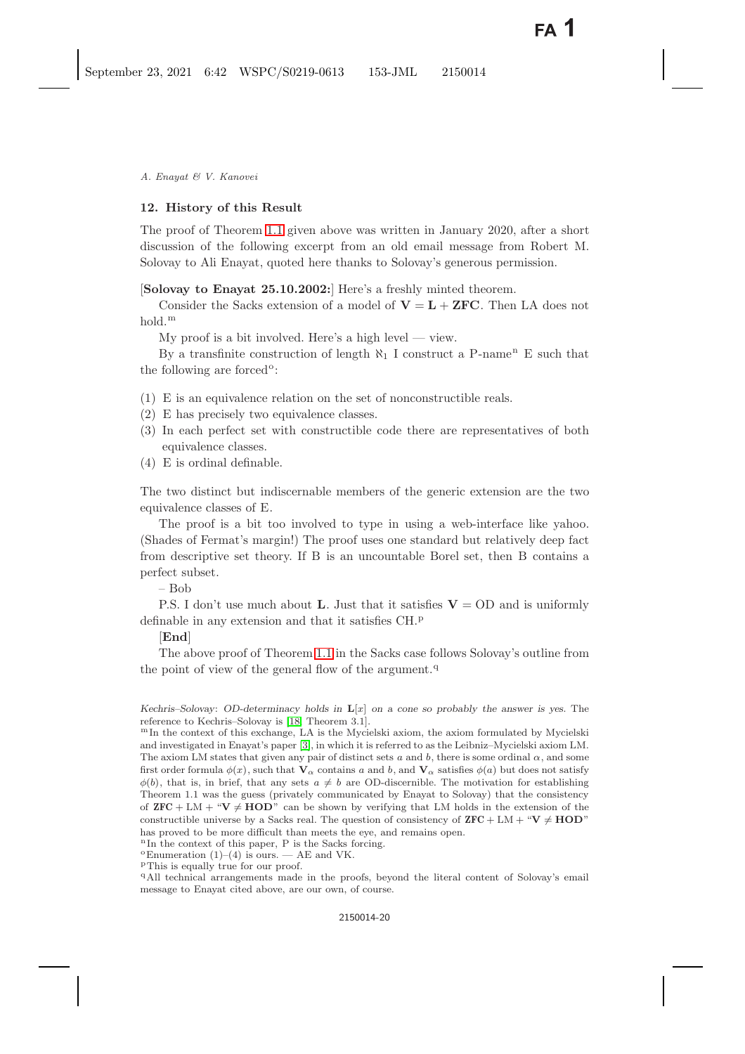## 12. History of this Result

The proof of Theorem 1.1 given above was written in January 2020, after a short discussion of the following excerpt from an old email message from Robert M. Solovay to Ali Enayat, quoted here thanks to Solovay's generous permission.

[**Solovay to Enayat 25.10.2002:**] Here's a freshly minted theorem.

Consider the Sacks extension of a model of $\mathbf{V} = \mathbf{L} + \mathbf{ZFC}$. Then LA does not hold.[m]

My proof is a bit involved. Here's a high level — view.

By a transfinite construction of length $\aleph_1$ I construct a P-name[n] E such that the following are forced[o]:

(1) E is an equivalence relation on the set of nonconstructible reals.
(2) E has precisely two equivalence classes.
(3) In each perfect set with constructible code there are representatives of both equivalence classes.
(4) E is ordinal definable.

The two distinct but indiscernable members of the generic extension are the two equivalence classes of E.

The proof is a bit too involved to type in using a web-interface like yahoo. (Shades of Fermat's margin!) The proof uses one standard but relatively deep fact from descriptive set theory. If B is an uncountable Borel set, then B contains a perfect subset.

– Bob

P.S. I don't use much about $\mathbf{L}$. Just that it satisfies $\mathbf{V} = \mathrm{OD}$ and is uniformly definable in any extension and that it satisfies CH.[p]

[**End**]

The above proof of Theorem 1.1 in the Sacks case follows Solovay's outline from the point of view of the general flow of the argument.[q]

---

*Kechris–Solovay: OD-determinacy holds in* $\mathbf{L}[x]$ *on a cone so probably the answer is yes.* The reference to Kechris–Solovay is [18, Theorem 3.1].

[m] In the context of this exchange, LA is the Mycielski axiom, the axiom formulated by Mycielski and investigated in Enayat's paper [3], in which it is referred to as the Leibniz–Mycielski axiom LM. The axiom LM states that given any pair of distinct sets $a$ and $b$, there is some ordinal $\alpha$, and some first order formula $\phi(x)$, such that $\mathbf{V}_\alpha$ contains $a$ and $b$, and $\mathbf{V}_\alpha$ satisfies $\phi(a)$ but does not satisfy $\phi(b)$, that is, in brief, that any sets $a \neq b$ are OD-discernible. The motivation for establishing Theorem 1.1 was the guess (privately communicated by Enayat to Solovay) that the consistency of $\mathbf{ZFC}$ + LM + "$\mathbf{V} \neq \mathbf{HOD}$" can be shown by verifying that LM holds in the extension of the constructible universe by a Sacks real. The question of consistency of $\mathbf{ZFC}$ + LM + "$\mathbf{V} \neq \mathbf{HOD}$" has proved to be more difficult than meets the eye, and remains open.

[n] In the context of this paper, P is the Sacks forcing.

[o] Enumeration (1)–(4) is ours. — AE and VK.

[p] This is equally true for our proof.

[q] All technical arrangements made in the proofs, beyond the literal content of Solovay's email message to Enayat cited above, are our own, of course.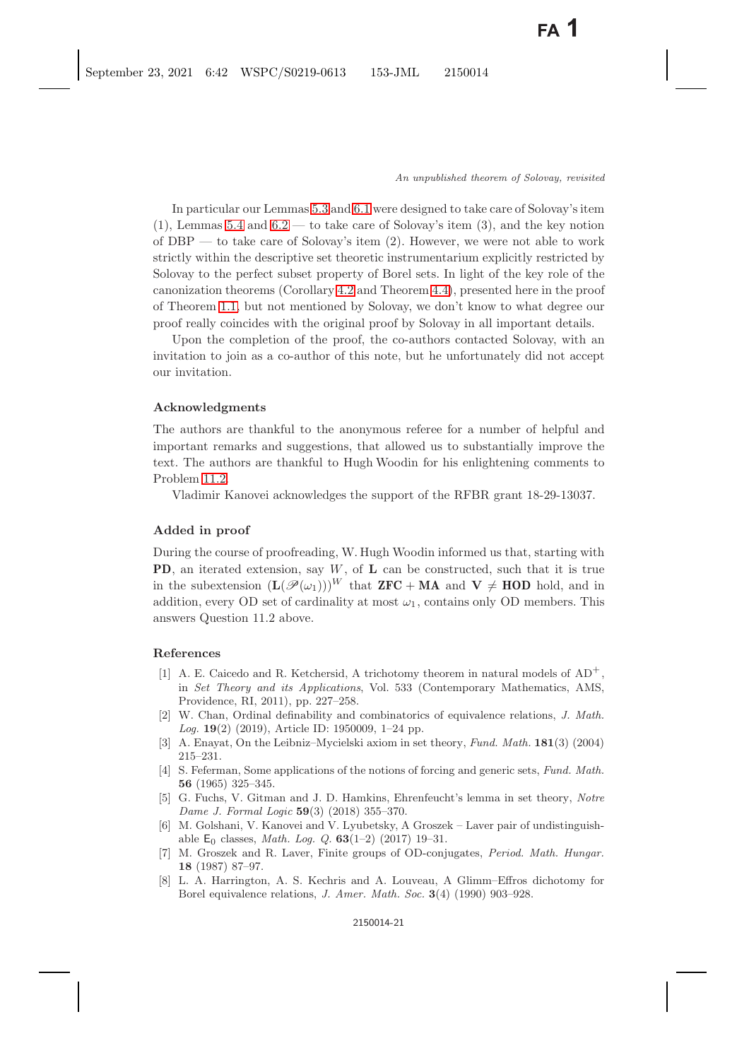In particular our Lemmas 5.3 and 6.1 were designed to take care of Solovay's item (1), Lemmas 5.4 and 6.2 — to take care of Solovay's item (3), and the key notion of DBP — to take care of Solovay's item (2). However, we were not able to work strictly within the descriptive set theoretic instrumentarium explicitly restricted by Solovay to the perfect subset property of Borel sets. In light of the key role of the canonization theorems (Corollary 4.2 and Theorem 4.4), presented here in the proof of Theorem 1.1, but not mentioned by Solovay, we don't know to what degree our proof really coincides with the original proof by Solovay in all important details.

Upon the completion of the proof, the co-authors contacted Solovay, with an invitation to join as a co-author of this note, but he unfortunately did not accept our invitation.

## Acknowledgments

The authors are thankful to the anonymous referee for a number of helpful and important remarks and suggestions, that allowed us to substantially improve the text. The authors are thankful to Hugh Woodin for his enlightening comments to Problem 11.2.

Vladimir Kanovei acknowledges the support of the RFBR grant 18-29-13037.

## Added in proof

During the course of proofreading, W. Hugh Woodin informed us that, starting with **PD**, an iterated extension, say $W$, of $\mathbf{L}$ can be constructed, such that it is true in the subextension $(\mathbf{L}(\mathscr{P}(\omega_1)))^W$ that $\mathbf{ZFC} + \mathbf{MA}$ and $\mathbf{V} \neq \mathbf{HOD}$ hold, and in addition, every OD set of cardinality at most $\omega_1$, contains only OD members. This answers Question 11.2 above.

## References

[1] A. E. Caicedo and R. Ketchersid, A trichotomy theorem in natural models of $\mathrm{AD}^+$, in *Set Theory and its Applications*, Vol. 533 (Contemporary Mathematics, AMS, Providence, RI, 2011), pp. 227–258.

[2] W. Chan, Ordinal definability and combinatorics of equivalence relations, *J. Math. Log.* **19**(2) (2019), Article ID: 1950009, 1–24 pp.

[3] A. Enayat, On the Leibniz–Mycielski axiom in set theory, *Fund. Math.* **181**(3) (2004) 215–231.

[4] S. Feferman, Some applications of the notions of forcing and generic sets, *Fund. Math.* **56** (1965) 325–345.

[5] G. Fuchs, V. Gitman and J. D. Hamkins, Ehrenfeucht's lemma in set theory, *Notre Dame J. Formal Logic* **59**(3) (2018) 355–370.

[6] M. Golshani, V. Kanovei and V. Lyubetsky, A Groszek – Laver pair of undistinguishable $\mathsf{E}_0$ classes, *Math. Log. Q.* **63**(1–2) (2017) 19–31.

[7] M. Groszek and R. Laver, Finite groups of OD-conjugates, *Period. Math. Hungar.* **18** (1987) 87–97.

[8] L. A. Harrington, A. S. Kechris and A. Louveau, A Glimm–Effros dichotomy for Borel equivalence relations, *J. Amer. Math. Soc.* **3**(4) (1990) 903–928.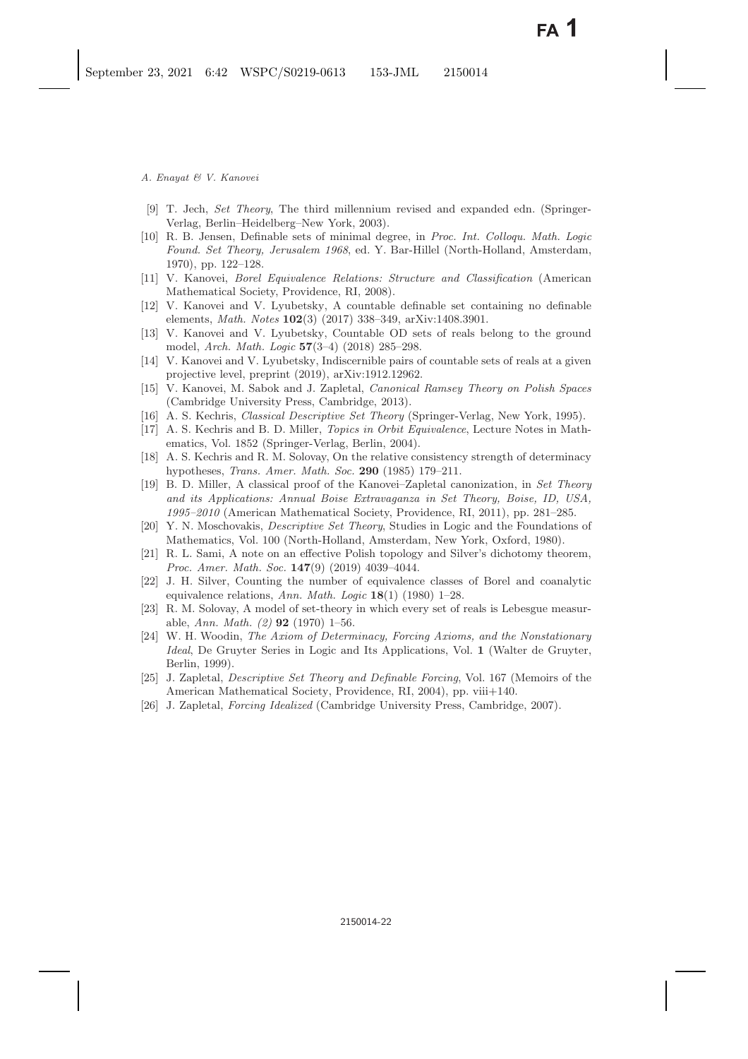[9] T. Jech, *Set Theory*, The third millennium revised and expanded edn. (Springer-Verlag, Berlin–Heidelberg–New York, 2003).

[10] R. B. Jensen, Definable sets of minimal degree, in *Proc. Int. Colloqu. Math. Logic Found. Set Theory, Jerusalem 1968*, ed. Y. Bar-Hillel (North-Holland, Amsterdam, 1970), pp. 122–128.

[11] V. Kanovei, *Borel Equivalence Relations: Structure and Classification* (American Mathematical Society, Providence, RI, 2008).

[12] V. Kanovei and V. Lyubetsky, A countable definable set containing no definable elements, *Math. Notes* **102**(3) (2017) 338–349, arXiv:1408.3901.

[13] V. Kanovei and V. Lyubetsky, Countable OD sets of reals belong to the ground model, *Arch. Math. Logic* **57**(3–4) (2018) 285–298.

[14] V. Kanovei and V. Lyubetsky, Indiscernible pairs of countable sets of reals at a given projective level, preprint (2019), arXiv:1912.12962.

[15] V. Kanovei, M. Sabok and J. Zapletal, *Canonical Ramsey Theory on Polish Spaces* (Cambridge University Press, Cambridge, 2013).

[16] A. S. Kechris, *Classical Descriptive Set Theory* (Springer-Verlag, New York, 1995).

[17] A. S. Kechris and B. D. Miller, *Topics in Orbit Equivalence*, Lecture Notes in Mathematics, Vol. 1852 (Springer-Verlag, Berlin, 2004).

[18] A. S. Kechris and R. M. Solovay, On the relative consistency strength of determinacy hypotheses, *Trans. Amer. Math. Soc.* **290** (1985) 179–211.

[19] B. D. Miller, A classical proof of the Kanovei–Zapletal canonization, in *Set Theory and its Applications: Annual Boise Extravaganza in Set Theory, Boise, ID, USA, 1995–2010* (American Mathematical Society, Providence, RI, 2011), pp. 281–285.

[20] Y. N. Moschovakis, *Descriptive Set Theory*, Studies in Logic and the Foundations of Mathematics, Vol. 100 (North-Holland, Amsterdam, New York, Oxford, 1980).

[21] R. L. Sami, A note on an effective Polish topology and Silver's dichotomy theorem, *Proc. Amer. Math. Soc.* **147**(9) (2019) 4039–4044.

[22] J. H. Silver, Counting the number of equivalence classes of Borel and coanalytic equivalence relations, *Ann. Math. Logic* **18**(1) (1980) 1–28.

[23] R. M. Solovay, A model of set-theory in which every set of reals is Lebesgue measurable, *Ann. Math. (2)* **92** (1970) 1–56.

[24] W. H. Woodin, *The Axiom of Determinacy, Forcing Axioms, and the Nonstationary Ideal*, De Gruyter Series in Logic and Its Applications, Vol. **1** (Walter de Gruyter, Berlin, 1999).

[25] J. Zapletal, *Descriptive Set Theory and Definable Forcing*, Vol. 167 (Memoirs of the American Mathematical Society, Providence, RI, 2004), pp. viii+140.

[26] J. Zapletal, *Forcing Idealized* (Cambridge University Press, Cambridge, 2007).